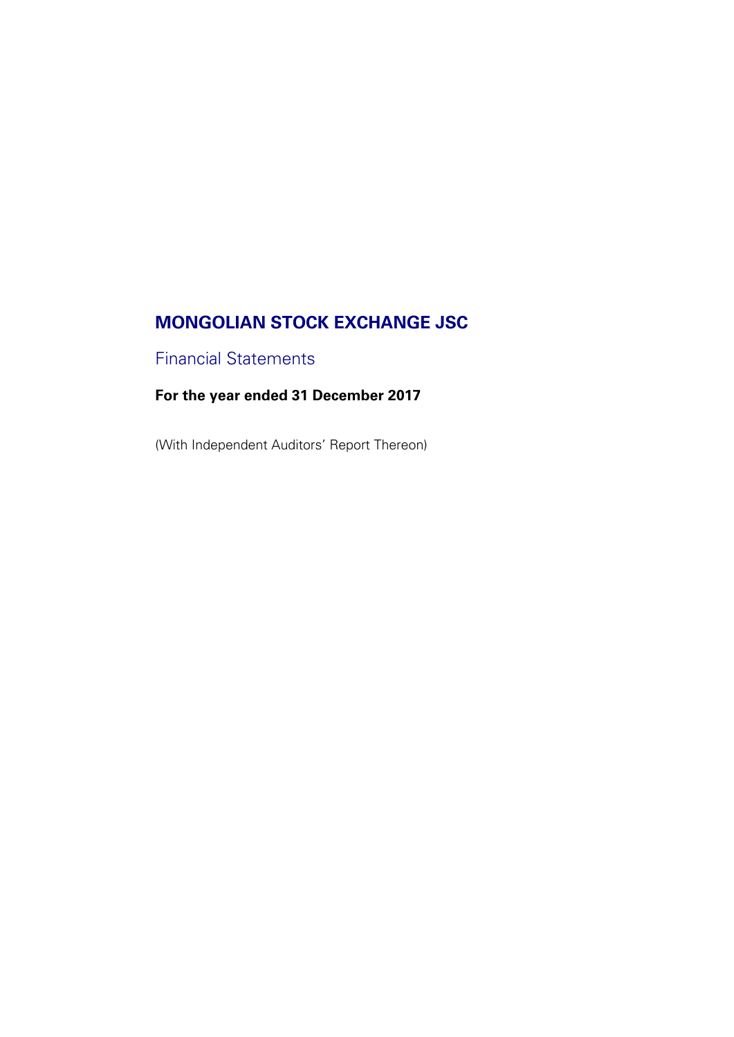# MONGOLIAN STOCK EXCHANGE JSC

## Financial Statements

**For the year ended 31 December 2017**

(With Independent Auditors' Report Thereon)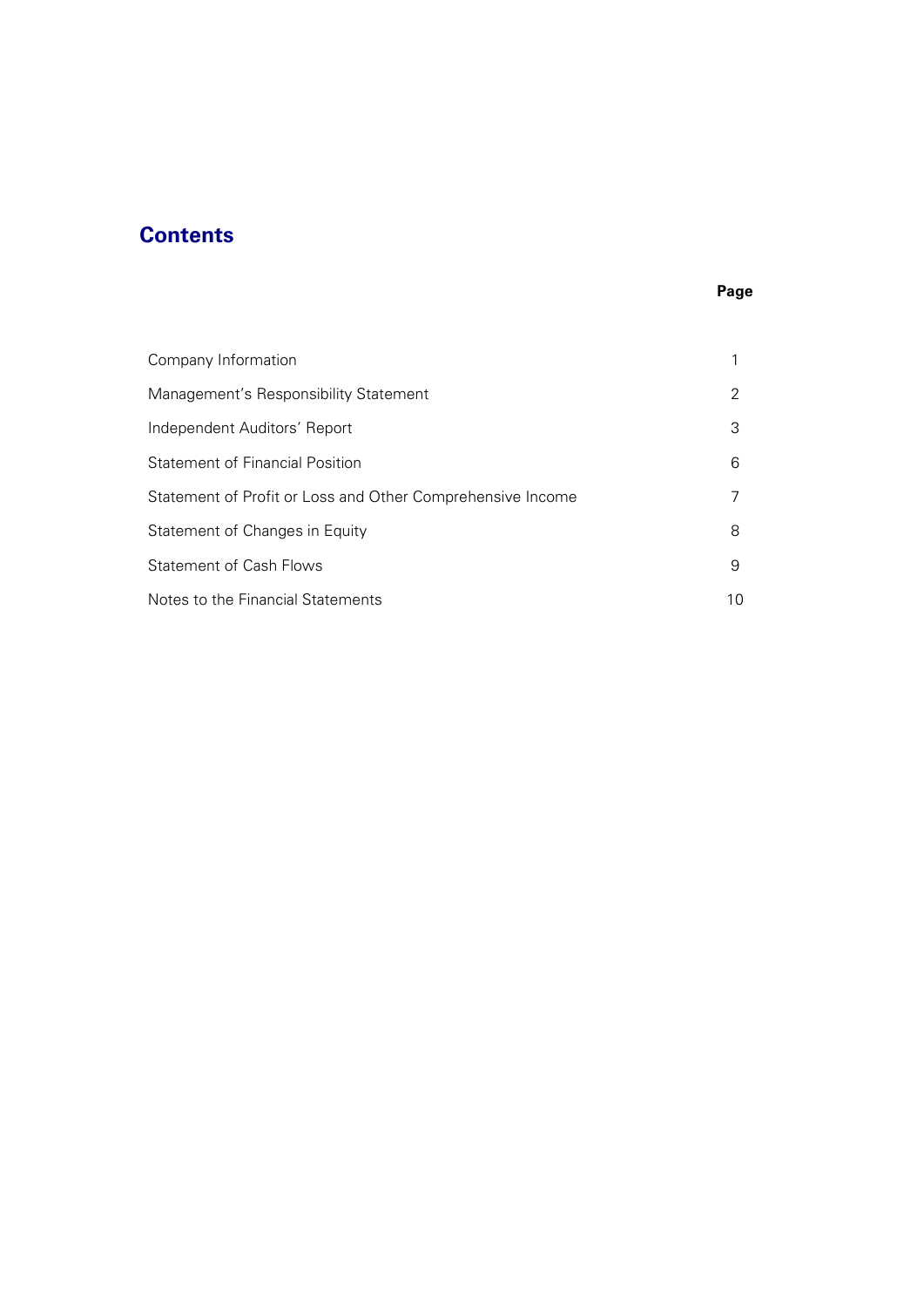# Contents

| | Page |
|---|---|
| Company Information | 1 |
| Management's Responsibility Statement | 2 |
| Independent Auditors' Report | 3 |
| Statement of Financial Position | 6 |
| Statement of Profit or Loss and Other Comprehensive Income | 7 |
| Statement of Changes in Equity | 8 |
| Statement of Cash Flows | 9 |
| Notes to the Financial Statements | 10 |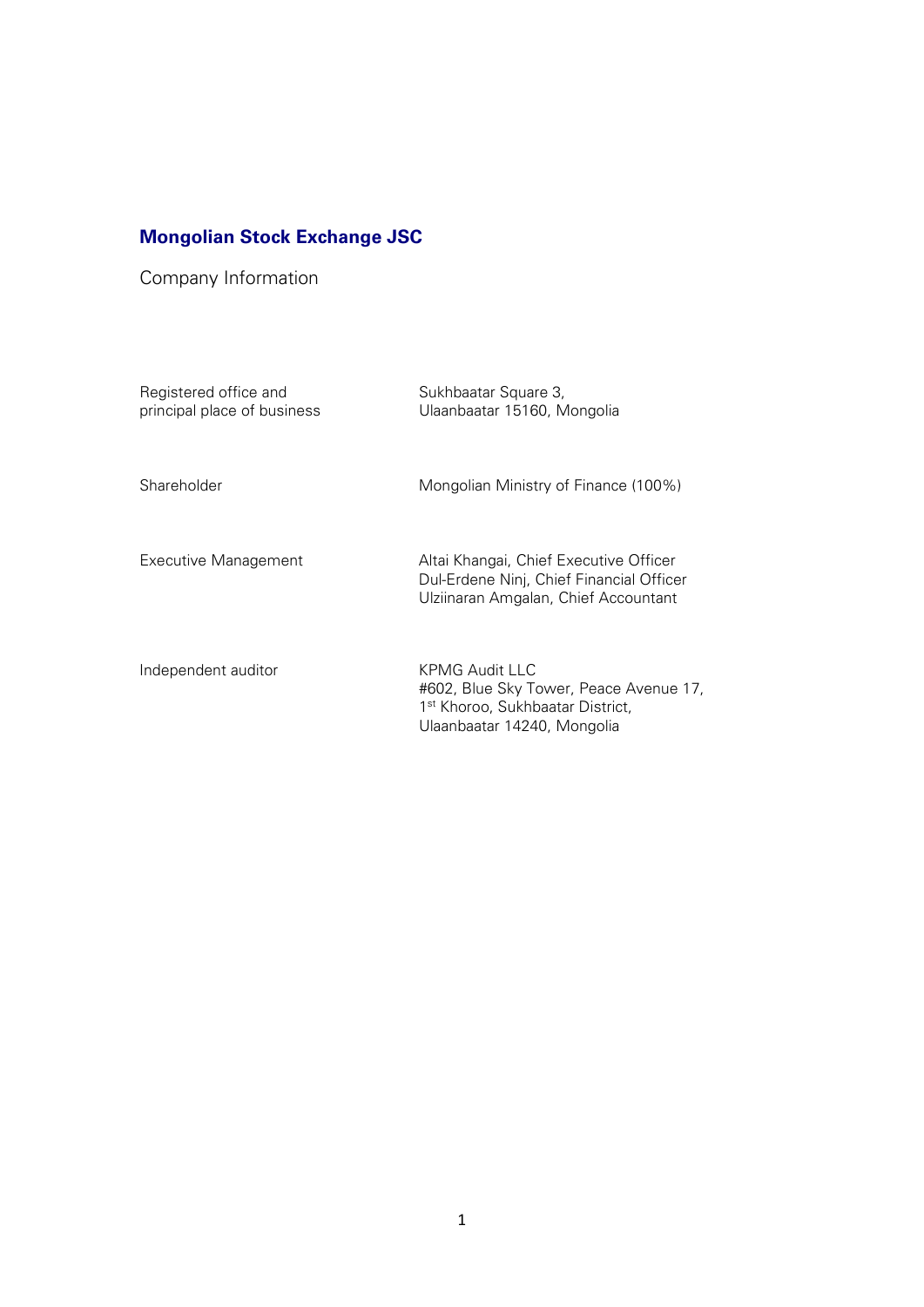# Mongolian Stock Exchange JSC

## Company Information

| | |
|---|---|
| Registered office and principal place of business | Sukhbaatar Square 3, Ulaanbaatar 15160, Mongolia |
| Shareholder | Mongolian Ministry of Finance (100%) |
| Executive Management | Altai Khangai, Chief Executive Officer<br>Dul-Erdene Ninj, Chief Financial Officer<br>Ulziinaran Amgalan, Chief Accountant |
| Independent auditor | KPMG Audit LLC<br>#602, Blue Sky Tower, Peace Avenue 17,<br>1st Khoroo, Sukhbaatar District,<br>Ulaanbaatar 14240, Mongolia |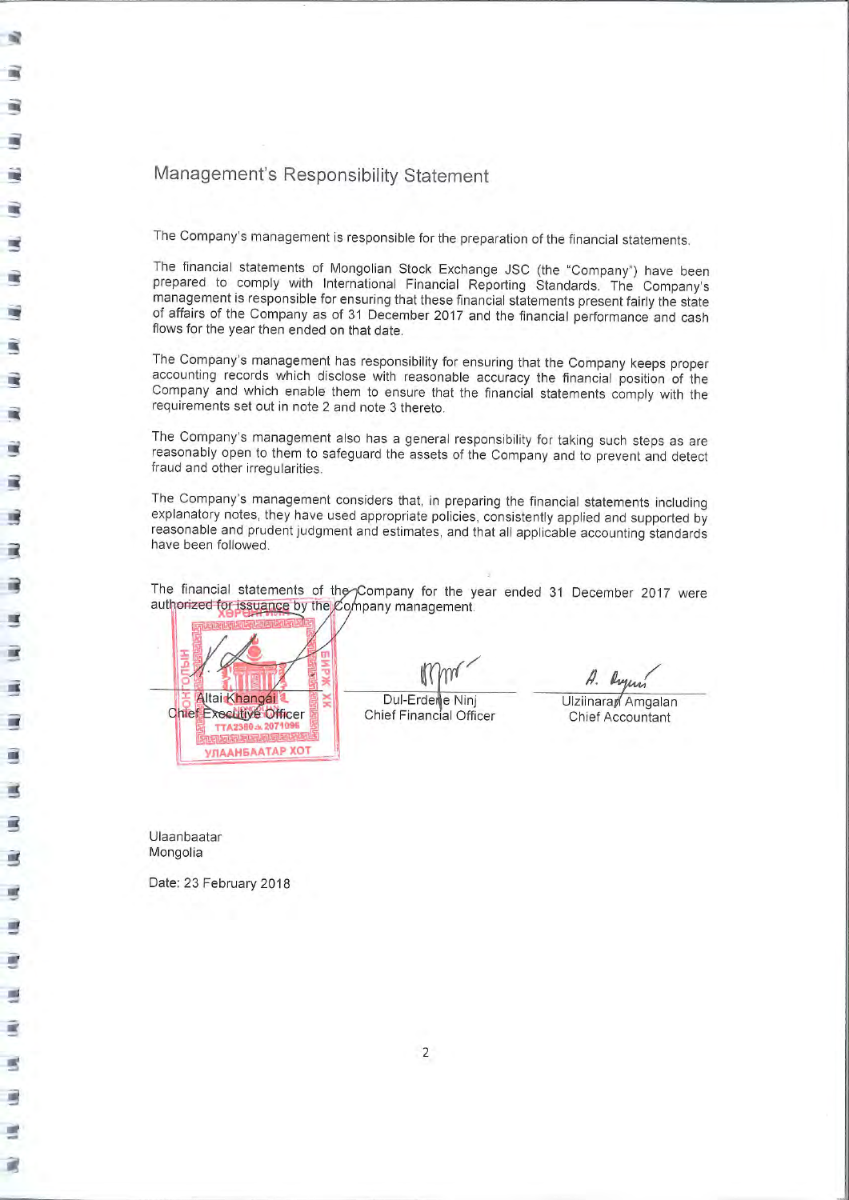# Management's Responsibility Statement

The Company's management is responsible for the preparation of the financial statements.

The financial statements of Mongolian Stock Exchange JSC (the "Company") have been prepared to comply with International Financial Reporting Standards. The Company's management is responsible for ensuring that these financial statements present fairly the state of affairs of the Company as of 31 December 2017 and the financial performance and cash flows for the year then ended on that date.

The Company's management has responsibility for ensuring that the Company keeps proper accounting records which disclose with reasonable accuracy the financial position of the Company and which enable them to ensure that the financial statements comply with the requirements set out in note 2 and note 3 thereto.

The Company's management also has a general responsibility for taking such steps as are reasonably open to them to safeguard the assets of the Company and to prevent and detect fraud and other irregularities.

The Company's management considers that, in preparing the financial statements including explanatory notes, they have used appropriate policies, consistently applied and supported by reasonable and prudent judgment and estimates, and that all applicable accounting standards have been followed.

The financial statements of the Company for the year ended 31 December 2017 were authorized for issuance by the Company management.

| | | |
|---|---|---|
| Altai Khangai | Dul-Erdene Ninj | Ulziinaran Amgalan |
| Chief Executive Officer | Chief Financial Officer | Chief Accountant |

Ulaanbaatar
Mongolia

Date: 23 February 2018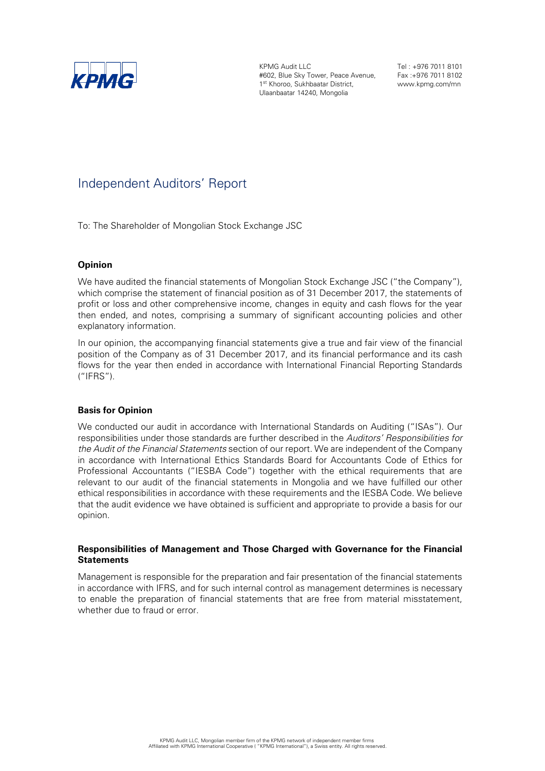KPMG Audit LLC
#602, Blue Sky Tower, Peace Avenue,
1st Khoroo, Sukhbaatar District,
Ulaanbaatar 14240, Mongolia

Tel : +976 7011 8101
Fax :+976 7011 8102
www.kpmg.com/mn

# Independent Auditors' Report

To: The Shareholder of Mongolian Stock Exchange JSC

**Opinion**

We have audited the financial statements of Mongolian Stock Exchange JSC ("the Company"), which comprise the statement of financial position as of 31 December 2017, the statements of profit or loss and other comprehensive income, changes in equity and cash flows for the year then ended, and notes, comprising a summary of significant accounting policies and other explanatory information.

In our opinion, the accompanying financial statements give a true and fair view of the financial position of the Company as of 31 December 2017, and its financial performance and its cash flows for the year then ended in accordance with International Financial Reporting Standards ("IFRS").

**Basis for Opinion**

We conducted our audit in accordance with International Standards on Auditing ("ISAs"). Our responsibilities under those standards are further described in the *Auditors' Responsibilities for the Audit of the Financial Statements* section of our report. We are independent of the Company in accordance with International Ethics Standards Board for Accountants Code of Ethics for Professional Accountants ("IESBA Code") together with the ethical requirements that are relevant to our audit of the financial statements in Mongolia and we have fulfilled our other ethical responsibilities in accordance with these requirements and the IESBA Code. We believe that the audit evidence we have obtained is sufficient and appropriate to provide a basis for our opinion.

**Responsibilities of Management and Those Charged with Governance for the Financial Statements**

Management is responsible for the preparation and fair presentation of the financial statements in accordance with IFRS, and for such internal control as management determines is necessary to enable the preparation of financial statements that are free from material misstatement, whether due to fraud or error.

KPMG Audit LLC, Mongolian member firm of the KPMG network of independent member firms
Affiliated with KPMG International Cooperative ("KPMG International"), a Swiss entity. All rights reserved.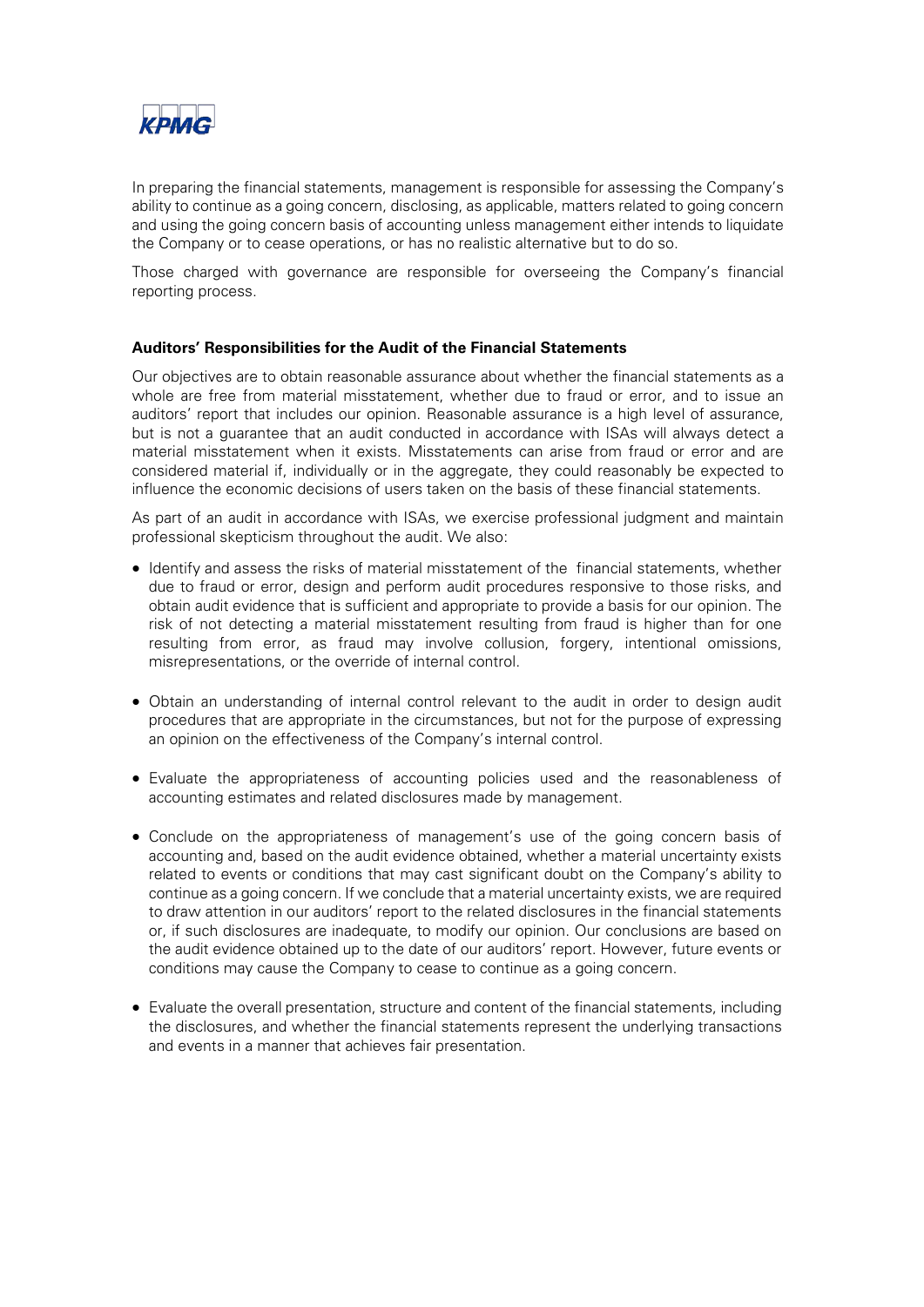In preparing the financial statements, management is responsible for assessing the Company's ability to continue as a going concern, disclosing, as applicable, matters related to going concern and using the going concern basis of accounting unless management either intends to liquidate the Company or to cease operations, or has no realistic alternative but to do so.

Those charged with governance are responsible for overseeing the Company's financial reporting process.

**Auditors' Responsibilities for the Audit of the Financial Statements**

Our objectives are to obtain reasonable assurance about whether the financial statements as a whole are free from material misstatement, whether due to fraud or error, and to issue an auditors' report that includes our opinion. Reasonable assurance is a high level of assurance, but is not a guarantee that an audit conducted in accordance with ISAs will always detect a material misstatement when it exists. Misstatements can arise from fraud or error and are considered material if, individually or in the aggregate, they could reasonably be expected to influence the economic decisions of users taken on the basis of these financial statements.

As part of an audit in accordance with ISAs, we exercise professional judgment and maintain professional skepticism throughout the audit. We also:

- Identify and assess the risks of material misstatement of the financial statements, whether due to fraud or error, design and perform audit procedures responsive to those risks, and obtain audit evidence that is sufficient and appropriate to provide a basis for our opinion. The risk of not detecting a material misstatement resulting from fraud is higher than for one resulting from error, as fraud may involve collusion, forgery, intentional omissions, misrepresentations, or the override of internal control.

- Obtain an understanding of internal control relevant to the audit in order to design audit procedures that are appropriate in the circumstances, but not for the purpose of expressing an opinion on the effectiveness of the Company's internal control.

- Evaluate the appropriateness of accounting policies used and the reasonableness of accounting estimates and related disclosures made by management.

- Conclude on the appropriateness of management's use of the going concern basis of accounting and, based on the audit evidence obtained, whether a material uncertainty exists related to events or conditions that may cast significant doubt on the Company's ability to continue as a going concern. If we conclude that a material uncertainty exists, we are required to draw attention in our auditors' report to the related disclosures in the financial statements or, if such disclosures are inadequate, to modify our opinion. Our conclusions are based on the audit evidence obtained up to the date of our auditors' report. However, future events or conditions may cause the Company to cease to continue as a going concern.

- Evaluate the overall presentation, structure and content of the financial statements, including the disclosures, and whether the financial statements represent the underlying transactions and events in a manner that achieves fair presentation.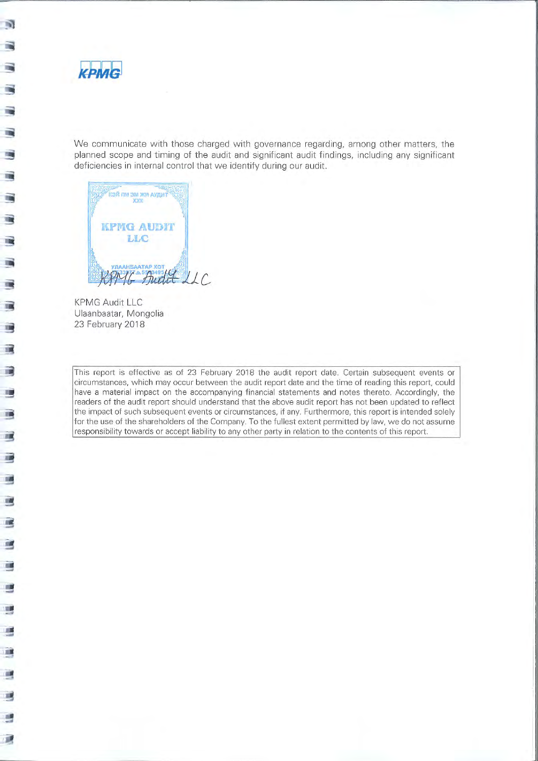We communicate with those charged with governance regarding, among other matters, the planned scope and timing of the audit and significant audit findings, including any significant deficiencies in internal control that we identify during our audit.

KPMG Audit LLC

KPMG Audit LLC
Ulaanbaatar, Mongolia
23 February 2018

This report is effective as of 23 February 2018 the audit report date. Certain subsequent events or circumstances, which may occur between the audit report date and the time of reading this report, could have a material impact on the accompanying financial statements and notes thereto. Accordingly, the readers of the audit report should understand that the above audit report has not been updated to reflect the impact of such subsequent events or circumstances, if any. Furthermore, this report is intended solely for the use of the shareholders of the Company. To the fullest extent permitted by law, we do not assume responsibility towards or accept liability to any other party in relation to the contents of this report.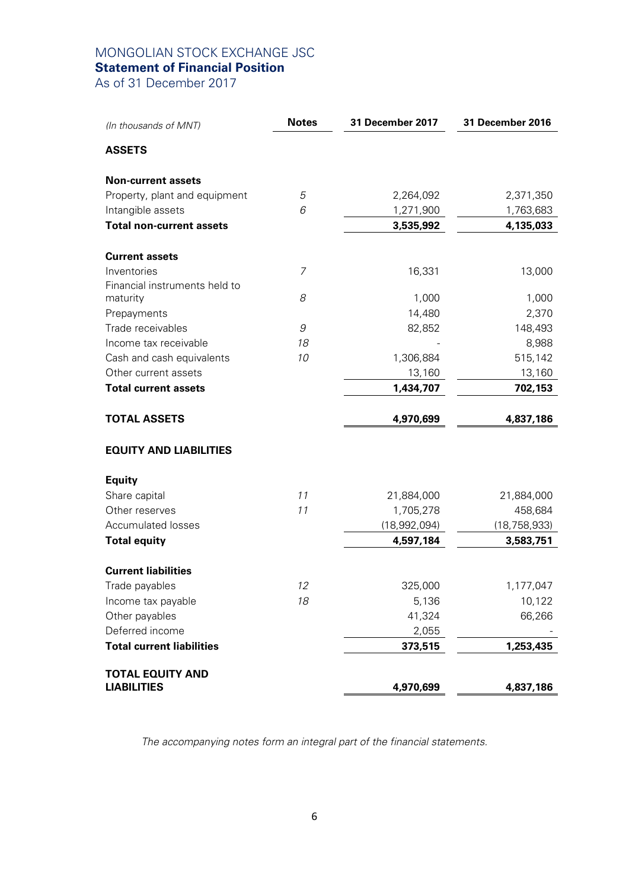# MONGOLIAN STOCK EXCHANGE JSC
## Statement of Financial Position
As of 31 December 2017

| *(In thousands of MNT)* | Notes | 31 December 2017 | 31 December 2016 |
|---|---|---|---|
| **ASSETS** | | | |
| **Non-current assets** | | | |
| Property, plant and equipment | *5* | 2,264,092 | 2,371,350 |
| Intangible assets | *6* | 1,271,900 | 1,763,683 |
| **Total non-current assets** | | **3,535,992** | **4,135,033** |
| **Current assets** | | | |
| Inventories | *7* | 16,331 | 13,000 |
| Financial instruments held to maturity | *8* | 1,000 | 1,000 |
| Prepayments | | 14,480 | 2,370 |
| Trade receivables | *9* | 82,852 | 148,493 |
| Income tax receivable | *18* | - | 8,988 |
| Cash and cash equivalents | *10* | 1,306,884 | 515,142 |
| Other current assets | | 13,160 | 13,160 |
| **Total current assets** | | **1,434,707** | **702,153** |
| **TOTAL ASSETS** | | **4,970,699** | **4,837,186** |
| **EQUITY AND LIABILITIES** | | | |
| **Equity** | | | |
| Share capital | *11* | 21,884,000 | 21,884,000 |
| Other reserves | *11* | 1,705,278 | 458,684 |
| Accumulated losses | | (18,992,094) | (18,758,933) |
| **Total equity** | | **4,597,184** | **3,583,751** |
| **Current liabilities** | | | |
| Trade payables | *12* | 325,000 | 1,177,047 |
| Income tax payable | *18* | 5,136 | 10,122 |
| Other payables | | 41,324 | 66,266 |
| Deferred income | | 2,055 | - |
| **Total current liabilities** | | **373,515** | **1,253,435** |
| **TOTAL EQUITY AND LIABILITIES** | | **4,970,699** | **4,837,186** |

*The accompanying notes form an integral part of the financial statements.*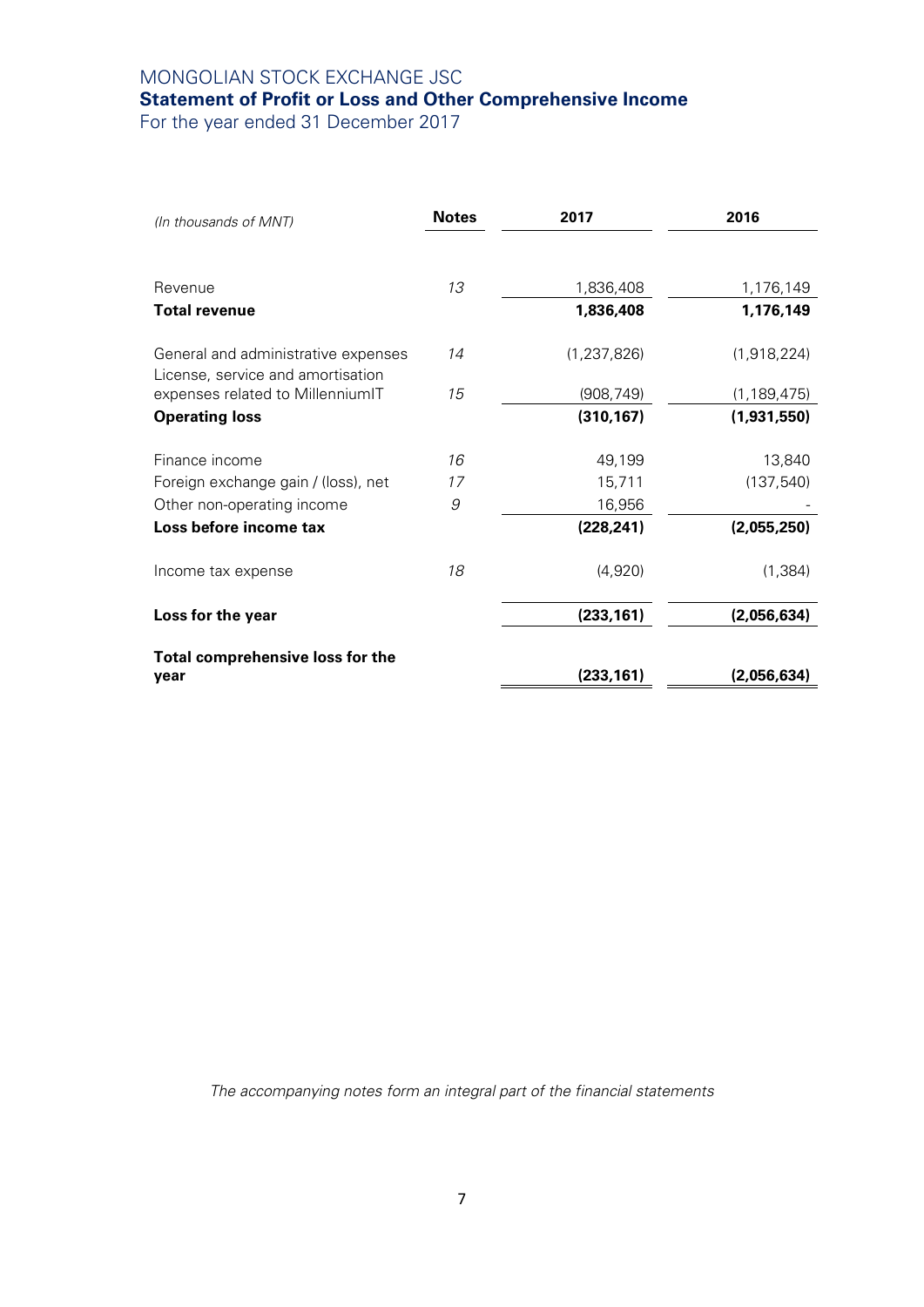MONGOLIAN STOCK EXCHANGE JSC

**Statement of Profit or Loss and Other Comprehensive Income**

For the year ended 31 December 2017

| *(In thousands of MNT)* | **Notes** | **2017** | **2016** |
|---|---|---|---|
| Revenue | *13* | 1,836,408 | 1,176,149 |
| **Total revenue** | | **1,836,408** | **1,176,149** |
| General and administrative expenses | *14* | (1,237,826) | (1,918,224) |
| License, service and amortisation expenses related to MillenniumIT | *15* | (908,749) | (1,189,475) |
| **Operating loss** | | **(310,167)** | **(1,931,550)** |
| Finance income | *16* | 49,199 | 13,840 |
| Foreign exchange gain / (loss), net | *17* | 15,711 | (137,540) |
| Other non-operating income | *9* | 16,956 | - |
| **Loss before income tax** | | **(228,241)** | **(2,055,250)** |
| Income tax expense | *18* | (4,920) | (1,384) |
| **Loss for the year** | | **(233,161)** | **(2,056,634)** |
| **Total comprehensive loss for the year** | | **(233,161)** | **(2,056,634)** |

*The accompanying notes form an integral part of the financial statements*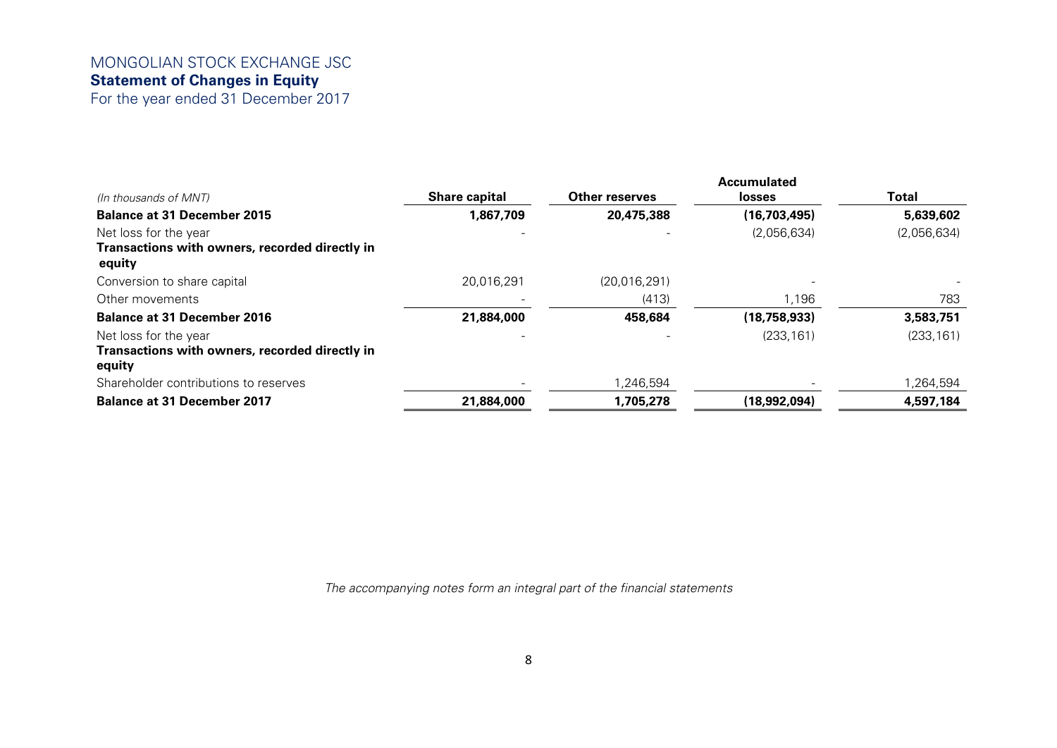MONGOLIAN STOCK EXCHANGE JSC

# Statement of Changes in Equity

For the year ended 31 December 2017

| *(In thousands of MNT)* | Share capital | Other reserves | Accumulated losses | Total |
|---|---|---|---|---|
| **Balance at 31 December 2015** | **1,867,709** | **20,475,388** | **(16,703,495)** | **5,639,602** |
| Net loss for the year | - | - | (2,056,634) | (2,056,634) |
| **Transactions with owners, recorded directly in equity** | | | | |
| Conversion to share capital | 20,016,291 | (20,016,291) | - | - |
| Other movements | - | (413) | 1,196 | 783 |
| **Balance at 31 December 2016** | **21,884,000** | **458,684** | **(18,758,933)** | **3,583,751** |
| Net loss for the year | - | - | (233,161) | (233,161) |
| **Transactions with owners, recorded directly in equity** | | | | |
| Shareholder contributions to reserves | - | 1,246,594 | - | 1,264,594 |
| **Balance at 31 December 2017** | **21,884,000** | **1,705,278** | **(18,992,094)** | **4,597,184** |

*The accompanying notes form an integral part of the financial statements*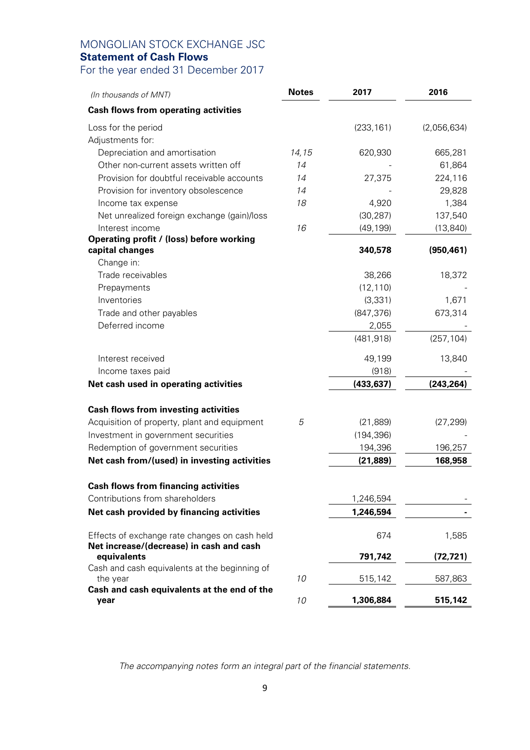# MONGOLIAN STOCK EXCHANGE JSC
## Statement of Cash Flows
For the year ended 31 December 2017

| *(In thousands of MNT)* | Notes | 2017 | 2016 |
|---|---|---|---|
| **Cash flows from operating activities** | | | |
| Loss for the period | | (233,161) | (2,056,634) |
| Adjustments for: | | | |
| Depreciation and amortisation | *14,15* | 620,930 | 665,281 |
| Other non-current assets written off | *14* | - | 61,864 |
| Provision for doubtful receivable accounts | *14* | 27,375 | 224,116 |
| Provision for inventory obsolescence | *14* | - | 29,828 |
| Income tax expense | *18* | 4,920 | 1,384 |
| Net unrealized foreign exchange (gain)/loss | | (30,287) | 137,540 |
| Interest income | *16* | (49,199) | (13,840) |
| **Operating profit / (loss) before working capital changes** | | **340,578** | **(950,461)** |
| Change in: | | | |
| Trade receivables | | 38,266 | 18,372 |
| Prepayments | | (12,110) | - |
| Inventories | | (3,331) | 1,671 |
| Trade and other payables | | (847,376) | 673,314 |
| Deferred income | | 2,055 | - |
| | | (481,918) | (257,104) |
| Interest received | | 49,199 | 13,840 |
| Income taxes paid | | (918) | - |
| **Net cash used in operating activities** | | **(433,637)** | **(243,264)** |
| **Cash flows from investing activities** | | | |
| Acquisition of property, plant and equipment | *5* | (21,889) | (27,299) |
| Investment in government securities | | (194,396) | - |
| Redemption of government securities | | 194,396 | 196,257 |
| **Net cash from/(used) in investing activities** | | **(21,889)** | **168,958** |
| **Cash flows from financing activities** | | | |
| Contributions from shareholders | | 1,246,594 | - |
| **Net cash provided by financing activities** | | **1,246,594** | **-** |
| Effects of exchange rate changes on cash held | | 674 | 1,585 |
| **Net increase/(decrease) in cash and cash equivalents** | | **791,742** | **(72,721)** |
| Cash and cash equivalents at the beginning of the year | *10* | 515,142 | 587,863 |
| **Cash and cash equivalents at the end of the year** | *10* | **1,306,884** | **515,142** |

*The accompanying notes form an integral part of the financial statements.*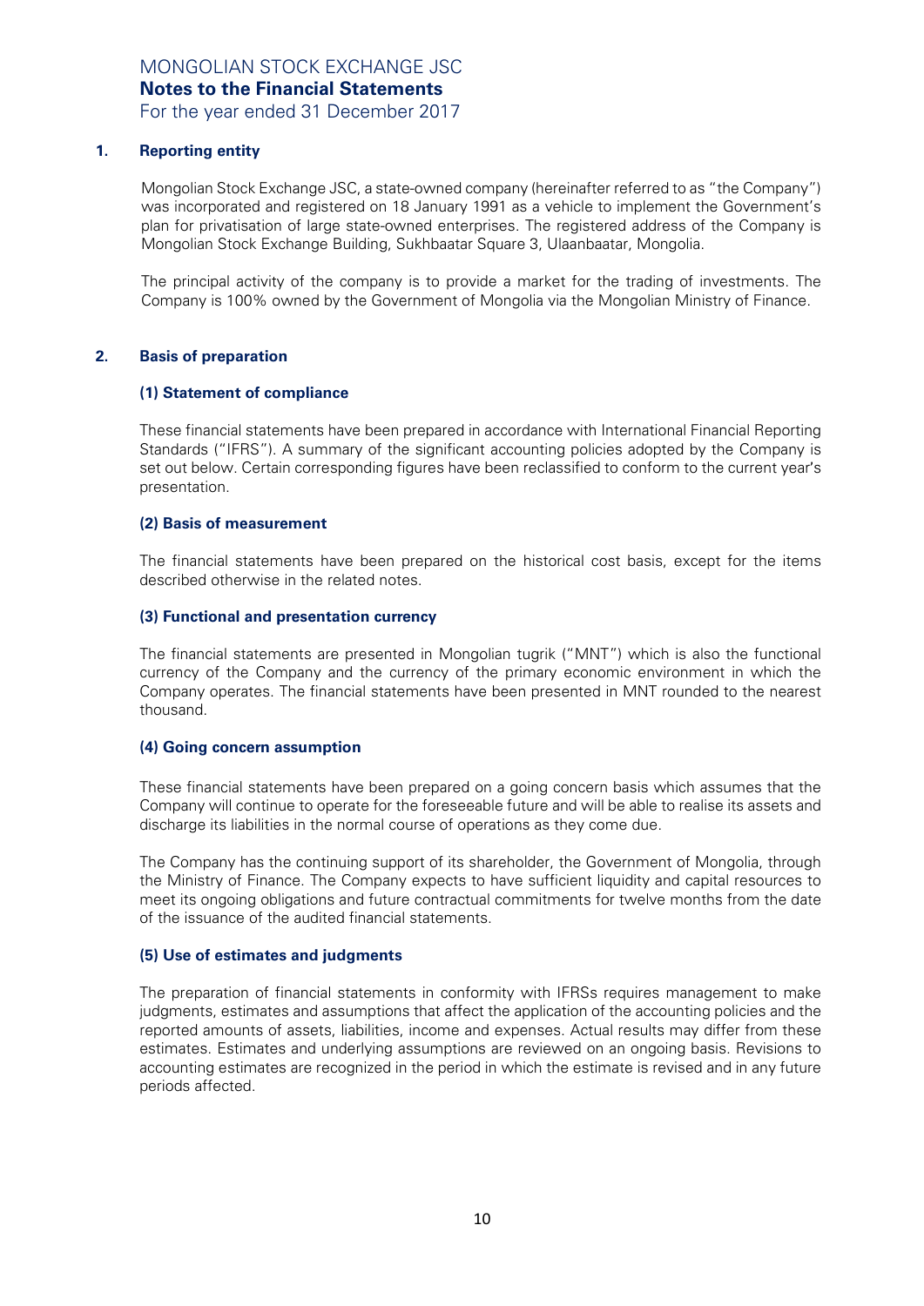MONGOLIAN STOCK EXCHANGE JSC
**Notes to the Financial Statements**
For the year ended 31 December 2017

## 1. Reporting entity

Mongolian Stock Exchange JSC, a state-owned company (hereinafter referred to as "the Company") was incorporated and registered on 18 January 1991 as a vehicle to implement the Government's plan for privatisation of large state-owned enterprises. The registered address of the Company is Mongolian Stock Exchange Building, Sukhbaatar Square 3, Ulaanbaatar, Mongolia.

The principal activity of the company is to provide a market for the trading of investments. The Company is 100% owned by the Government of Mongolia via the Mongolian Ministry of Finance.

## 2. Basis of preparation

### (1) Statement of compliance

These financial statements have been prepared in accordance with International Financial Reporting Standards ("IFRS"). A summary of the significant accounting policies adopted by the Company is set out below. Certain corresponding figures have been reclassified to conform to the current year's presentation.

### (2) Basis of measurement

The financial statements have been prepared on the historical cost basis, except for the items described otherwise in the related notes.

### (3) Functional and presentation currency

The financial statements are presented in Mongolian tugrik ("MNT") which is also the functional currency of the Company and the currency of the primary economic environment in which the Company operates. The financial statements have been presented in MNT rounded to the nearest thousand.

### (4) Going concern assumption

These financial statements have been prepared on a going concern basis which assumes that the Company will continue to operate for the foreseeable future and will be able to realise its assets and discharge its liabilities in the normal course of operations as they come due.

The Company has the continuing support of its shareholder, the Government of Mongolia, through the Ministry of Finance. The Company expects to have sufficient liquidity and capital resources to meet its ongoing obligations and future contractual commitments for twelve months from the date of the issuance of the audited financial statements.

### (5) Use of estimates and judgments

The preparation of financial statements in conformity with IFRSs requires management to make judgments, estimates and assumptions that affect the application of the accounting policies and the reported amounts of assets, liabilities, income and expenses. Actual results may differ from these estimates. Estimates and underlying assumptions are reviewed on an ongoing basis. Revisions to accounting estimates are recognized in the period in which the estimate is revised and in any future periods affected.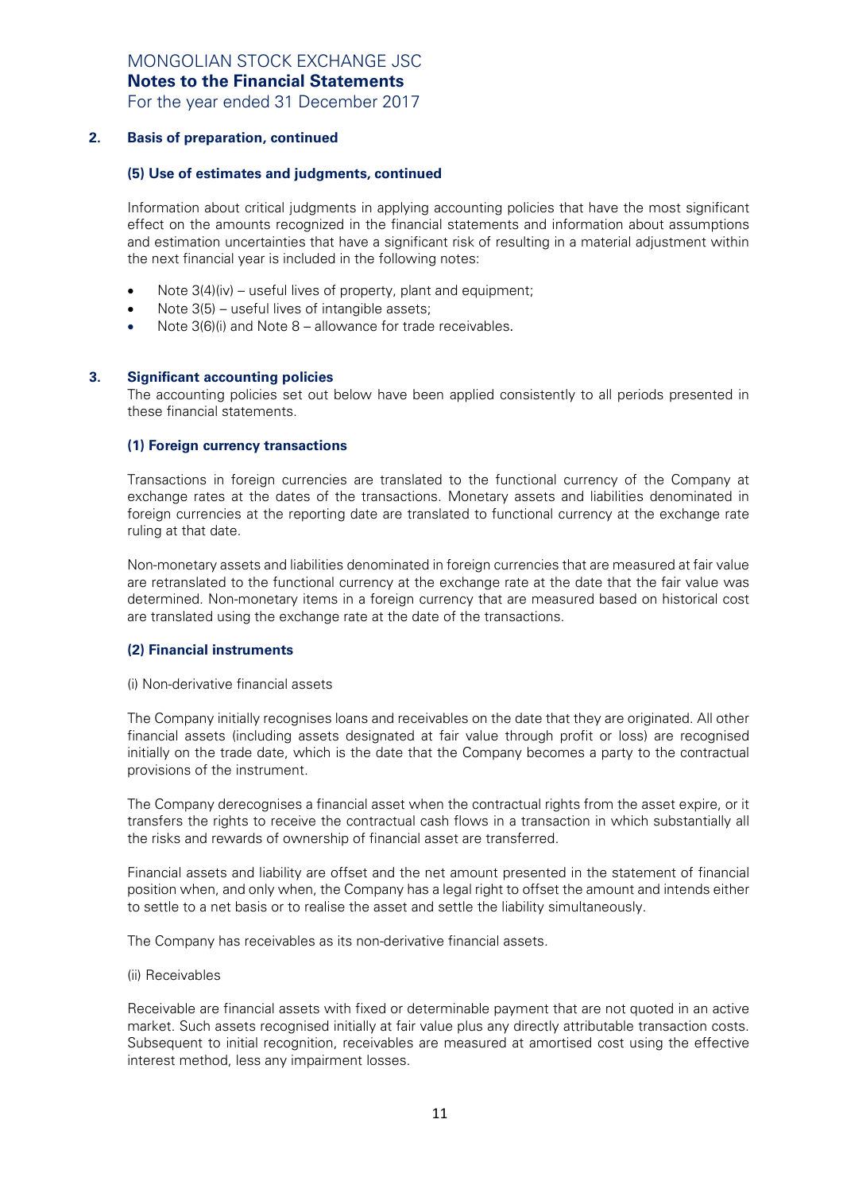## 2. Basis of preparation, continued

### (5) Use of estimates and judgments, continued

Information about critical judgments in applying accounting policies that have the most significant effect on the amounts recognized in the financial statements and information about assumptions and estimation uncertainties that have a significant risk of resulting in a material adjustment within the next financial year is included in the following notes:

- Note 3(4)(iv) – useful lives of property, plant and equipment;
- Note 3(5) – useful lives of intangible assets;
- Note 3(6)(i) and Note 8 – allowance for trade receivables.

## 3. Significant accounting policies

The accounting policies set out below have been applied consistently to all periods presented in these financial statements.

### (1) Foreign currency transactions

Transactions in foreign currencies are translated to the functional currency of the Company at exchange rates at the dates of the transactions. Monetary assets and liabilities denominated in foreign currencies at the reporting date are translated to functional currency at the exchange rate ruling at that date.

Non-monetary assets and liabilities denominated in foreign currencies that are measured at fair value are retranslated to the functional currency at the exchange rate at the date that the fair value was determined. Non-monetary items in a foreign currency that are measured based on historical cost are translated using the exchange rate at the date of the transactions.

### (2) Financial instruments

(i) Non-derivative financial assets

The Company initially recognises loans and receivables on the date that they are originated. All other financial assets (including assets designated at fair value through profit or loss) are recognised initially on the trade date, which is the date that the Company becomes a party to the contractual provisions of the instrument.

The Company derecognises a financial asset when the contractual rights from the asset expire, or it transfers the rights to receive the contractual cash flows in a transaction in which substantially all the risks and rewards of ownership of financial asset are transferred.

Financial assets and liability are offset and the net amount presented in the statement of financial position when, and only when, the Company has a legal right to offset the amount and intends either to settle to a net basis or to realise the asset and settle the liability simultaneously.

The Company has receivables as its non-derivative financial assets.

(ii) Receivables

Receivable are financial assets with fixed or determinable payment that are not quoted in an active market. Such assets recognised initially at fair value plus any directly attributable transaction costs. Subsequent to initial recognition, receivables are measured at amortised cost using the effective interest method, less any impairment losses.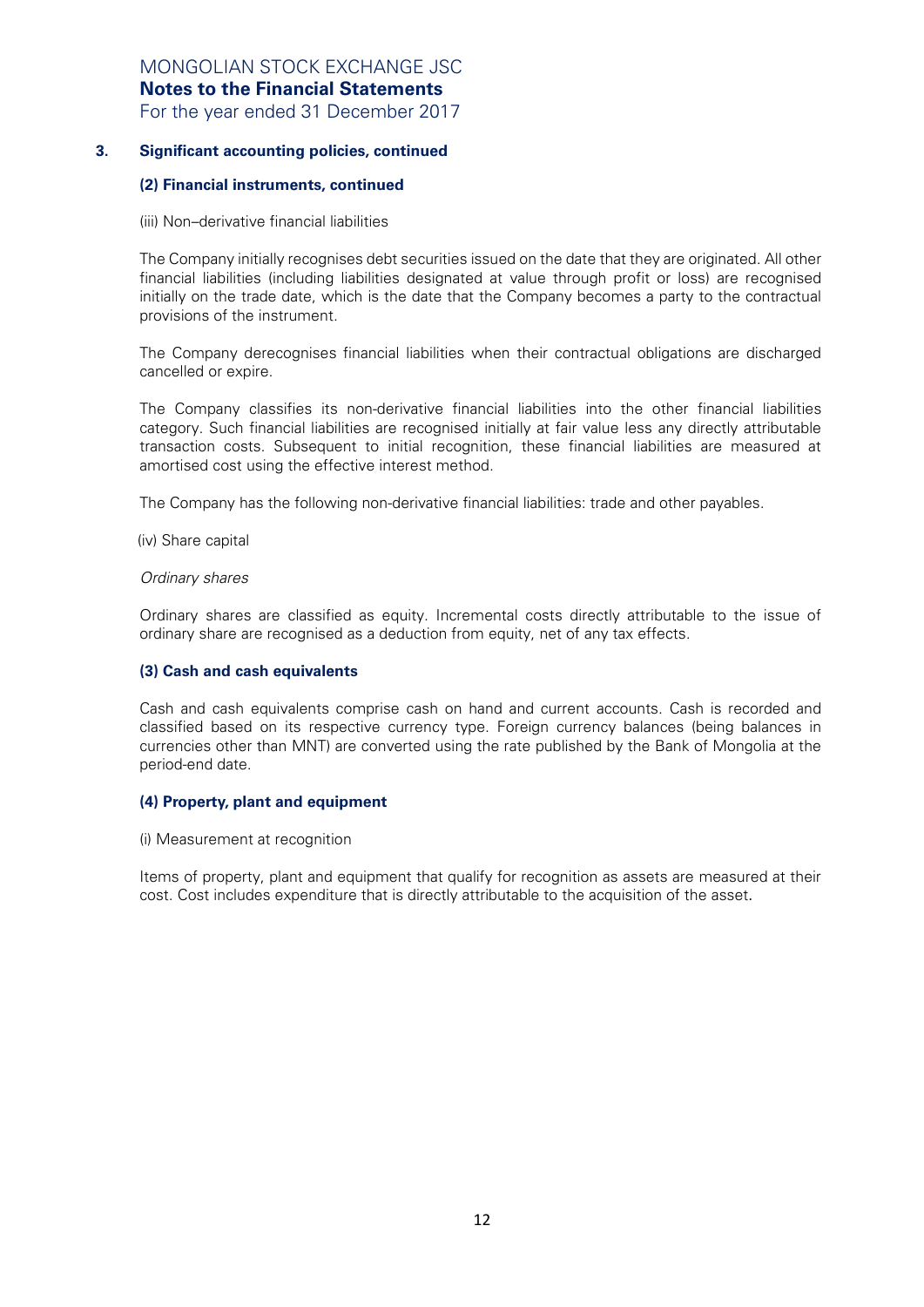### 3. Significant accounting policies, continued

#### (2) Financial instruments, continued

(iii) Non–derivative financial liabilities

The Company initially recognises debt securities issued on the date that they are originated. All other financial liabilities (including liabilities designated at value through profit or loss) are recognised initially on the trade date, which is the date that the Company becomes a party to the contractual provisions of the instrument.

The Company derecognises financial liabilities when their contractual obligations are discharged cancelled or expire.

The Company classifies its non-derivative financial liabilities into the other financial liabilities category. Such financial liabilities are recognised initially at fair value less any directly attributable transaction costs. Subsequent to initial recognition, these financial liabilities are measured at amortised cost using the effective interest method.

The Company has the following non-derivative financial liabilities: trade and other payables.

(iv) Share capital

*Ordinary shares*

Ordinary shares are classified as equity. Incremental costs directly attributable to the issue of ordinary share are recognised as a deduction from equity, net of any tax effects.

#### (3) Cash and cash equivalents

Cash and cash equivalents comprise cash on hand and current accounts. Cash is recorded and classified based on its respective currency type. Foreign currency balances (being balances in currencies other than MNT) are converted using the rate published by the Bank of Mongolia at the period-end date.

#### (4) Property, plant and equipment

(i) Measurement at recognition

Items of property, plant and equipment that qualify for recognition as assets are measured at their cost. Cost includes expenditure that is directly attributable to the acquisition of the asset.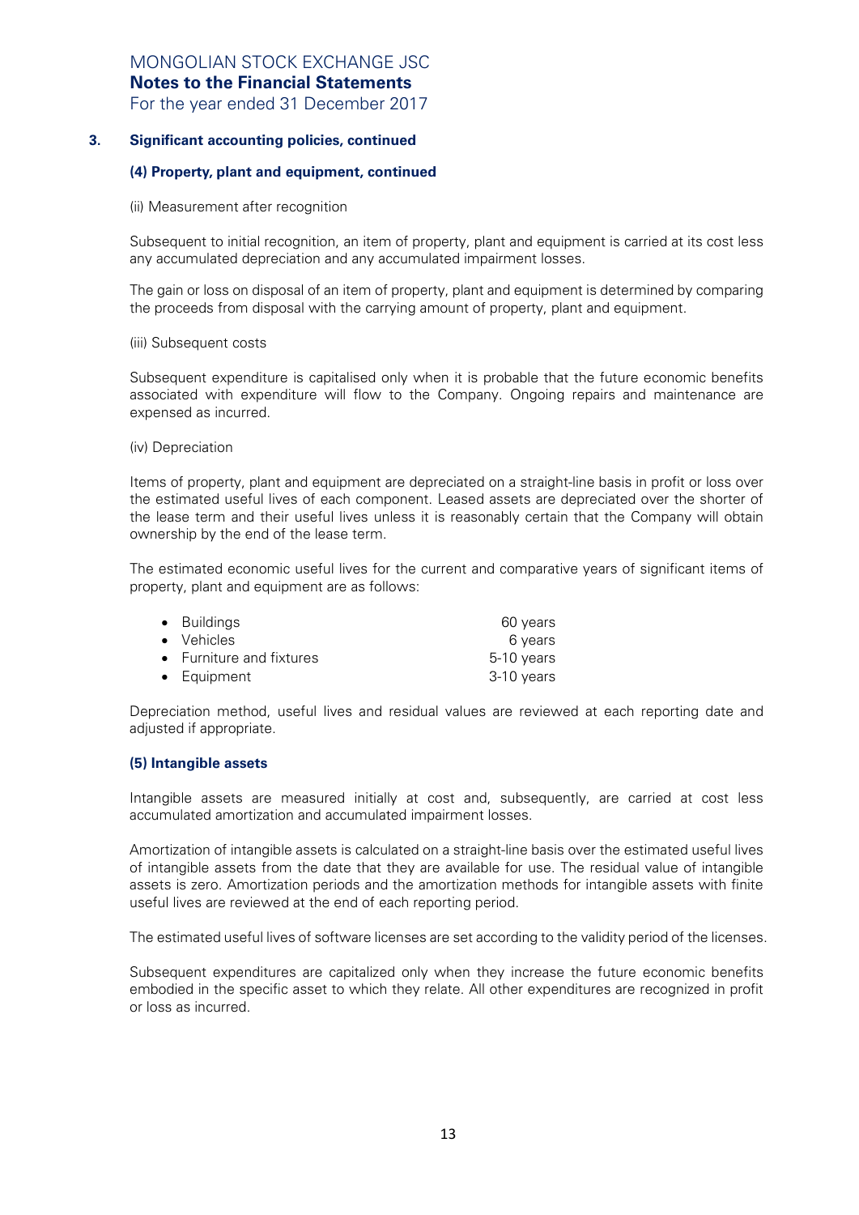## 3. Significant accounting policies, continued

### (4) Property, plant and equipment, continued

(ii) Measurement after recognition

Subsequent to initial recognition, an item of property, plant and equipment is carried at its cost less any accumulated depreciation and any accumulated impairment losses.

The gain or loss on disposal of an item of property, plant and equipment is determined by comparing the proceeds from disposal with the carrying amount of property, plant and equipment.

(iii) Subsequent costs

Subsequent expenditure is capitalised only when it is probable that the future economic benefits associated with expenditure will flow to the Company. Ongoing repairs and maintenance are expensed as incurred.

(iv) Depreciation

Items of property, plant and equipment are depreciated on a straight-line basis in profit or loss over the estimated useful lives of each component. Leased assets are depreciated over the shorter of the lease term and their useful lives unless it is reasonably certain that the Company will obtain ownership by the end of the lease term.

The estimated economic useful lives for the current and comparative years of significant items of property, plant and equipment are as follows:

| | |
|---|---|
| • Buildings | 60 years |
| • Vehicles | 6 years |
| • Furniture and fixtures | 5-10 years |
| • Equipment | 3-10 years |

Depreciation method, useful lives and residual values are reviewed at each reporting date and adjusted if appropriate.

### (5) Intangible assets

Intangible assets are measured initially at cost and, subsequently, are carried at cost less accumulated amortization and accumulated impairment losses.

Amortization of intangible assets is calculated on a straight-line basis over the estimated useful lives of intangible assets from the date that they are available for use. The residual value of intangible assets is zero. Amortization periods and the amortization methods for intangible assets with finite useful lives are reviewed at the end of each reporting period.

The estimated useful lives of software licenses are set according to the validity period of the licenses.

Subsequent expenditures are capitalized only when they increase the future economic benefits embodied in the specific asset to which they relate. All other expenditures are recognized in profit or loss as incurred.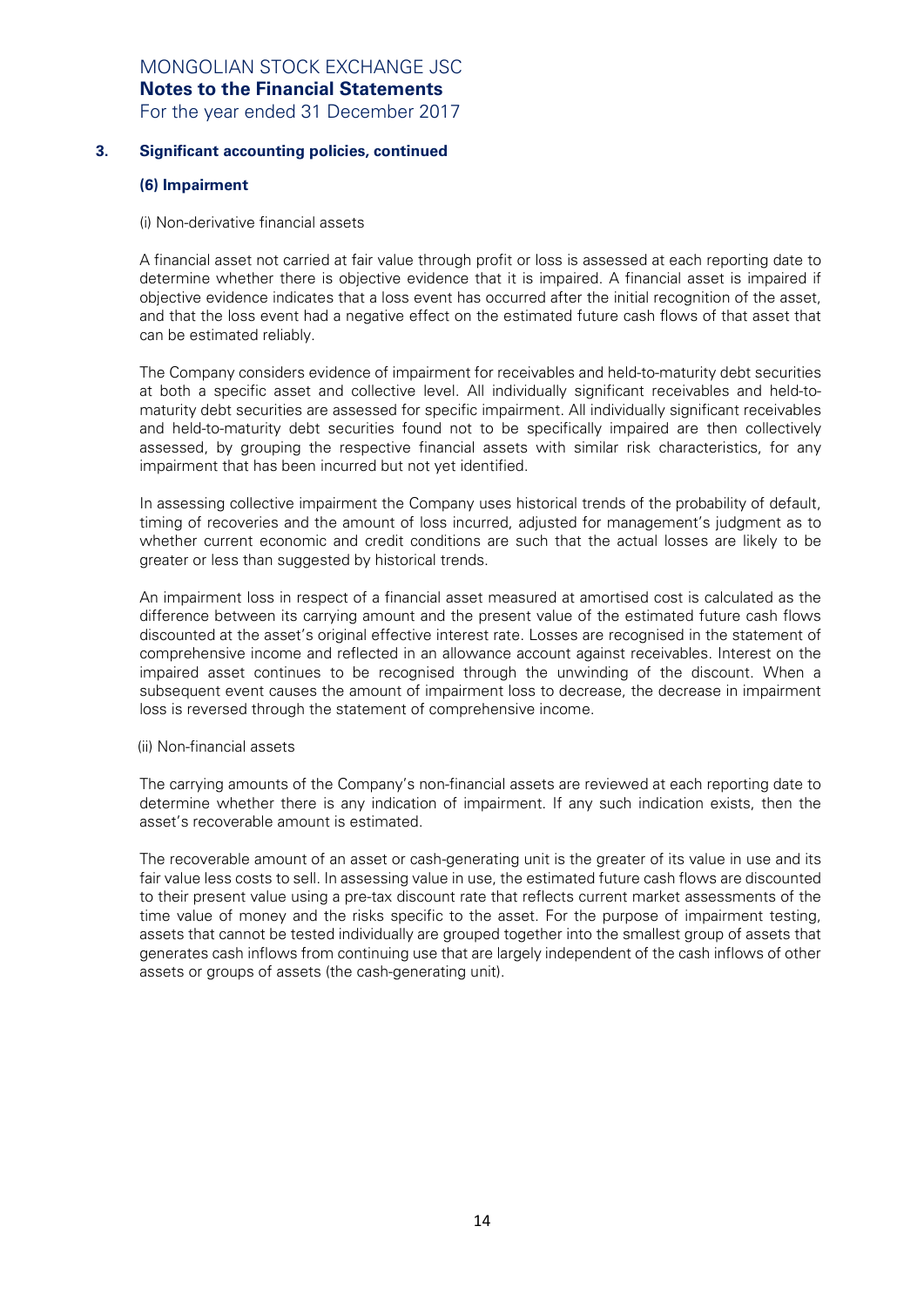## 3. Significant accounting policies, continued

### (6) Impairment

(i) Non-derivative financial assets

A financial asset not carried at fair value through profit or loss is assessed at each reporting date to determine whether there is objective evidence that it is impaired. A financial asset is impaired if objective evidence indicates that a loss event has occurred after the initial recognition of the asset, and that the loss event had a negative effect on the estimated future cash flows of that asset that can be estimated reliably.

The Company considers evidence of impairment for receivables and held-to-maturity debt securities at both a specific asset and collective level. All individually significant receivables and held-to-maturity debt securities are assessed for specific impairment. All individually significant receivables and held-to-maturity debt securities found not to be specifically impaired are then collectively assessed, by grouping the respective financial assets with similar risk characteristics, for any impairment that has been incurred but not yet identified.

In assessing collective impairment the Company uses historical trends of the probability of default, timing of recoveries and the amount of loss incurred, adjusted for management's judgment as to whether current economic and credit conditions are such that the actual losses are likely to be greater or less than suggested by historical trends.

An impairment loss in respect of a financial asset measured at amortised cost is calculated as the difference between its carrying amount and the present value of the estimated future cash flows discounted at the asset's original effective interest rate. Losses are recognised in the statement of comprehensive income and reflected in an allowance account against receivables. Interest on the impaired asset continues to be recognised through the unwinding of the discount. When a subsequent event causes the amount of impairment loss to decrease, the decrease in impairment loss is reversed through the statement of comprehensive income.

(ii) Non-financial assets

The carrying amounts of the Company's non-financial assets are reviewed at each reporting date to determine whether there is any indication of impairment. If any such indication exists, then the asset's recoverable amount is estimated.

The recoverable amount of an asset or cash-generating unit is the greater of its value in use and its fair value less costs to sell. In assessing value in use, the estimated future cash flows are discounted to their present value using a pre-tax discount rate that reflects current market assessments of the time value of money and the risks specific to the asset. For the purpose of impairment testing, assets that cannot be tested individually are grouped together into the smallest group of assets that generates cash inflows from continuing use that are largely independent of the cash inflows of other assets or groups of assets (the cash-generating unit).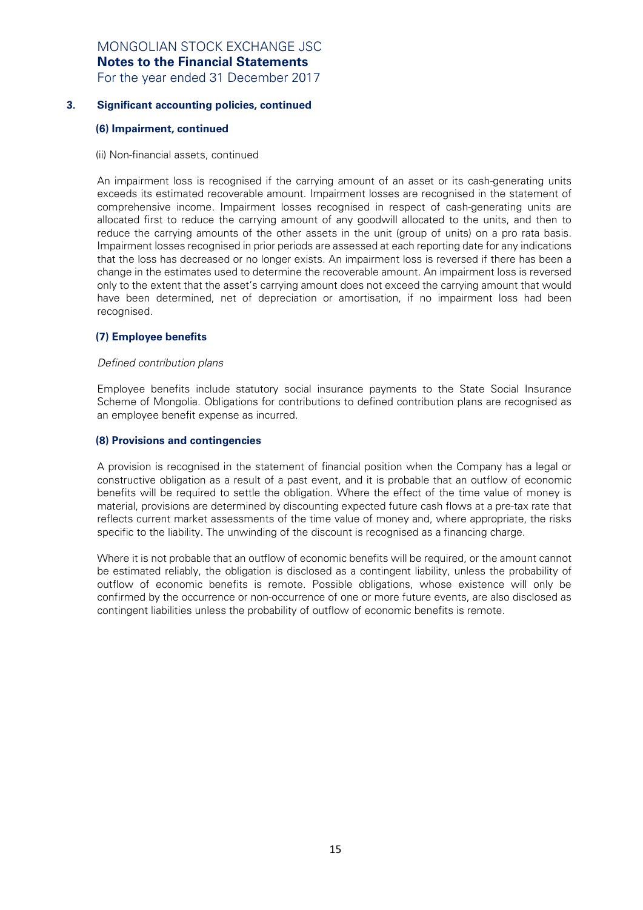## 3. Significant accounting policies, continued

### (6) Impairment, continued

(ii) Non-financial assets, continued

An impairment loss is recognised if the carrying amount of an asset or its cash-generating units exceeds its estimated recoverable amount. Impairment losses are recognised in the statement of comprehensive income. Impairment losses recognised in respect of cash-generating units are allocated first to reduce the carrying amount of any goodwill allocated to the units, and then to reduce the carrying amounts of the other assets in the unit (group of units) on a pro rata basis. Impairment losses recognised in prior periods are assessed at each reporting date for any indications that the loss has decreased or no longer exists. An impairment loss is reversed if there has been a change in the estimates used to determine the recoverable amount. An impairment loss is reversed only to the extent that the asset's carrying amount does not exceed the carrying amount that would have been determined, net of depreciation or amortisation, if no impairment loss had been recognised.

### (7) Employee benefits

*Defined contribution plans*

Employee benefits include statutory social insurance payments to the State Social Insurance Scheme of Mongolia. Obligations for contributions to defined contribution plans are recognised as an employee benefit expense as incurred.

### (8) Provisions and contingencies

A provision is recognised in the statement of financial position when the Company has a legal or constructive obligation as a result of a past event, and it is probable that an outflow of economic benefits will be required to settle the obligation. Where the effect of the time value of money is material, provisions are determined by discounting expected future cash flows at a pre-tax rate that reflects current market assessments of the time value of money and, where appropriate, the risks specific to the liability. The unwinding of the discount is recognised as a financing charge.

Where it is not probable that an outflow of economic benefits will be required, or the amount cannot be estimated reliably, the obligation is disclosed as a contingent liability, unless the probability of outflow of economic benefits is remote. Possible obligations, whose existence will only be confirmed by the occurrence or non-occurrence of one or more future events, are also disclosed as contingent liabilities unless the probability of outflow of economic benefits is remote.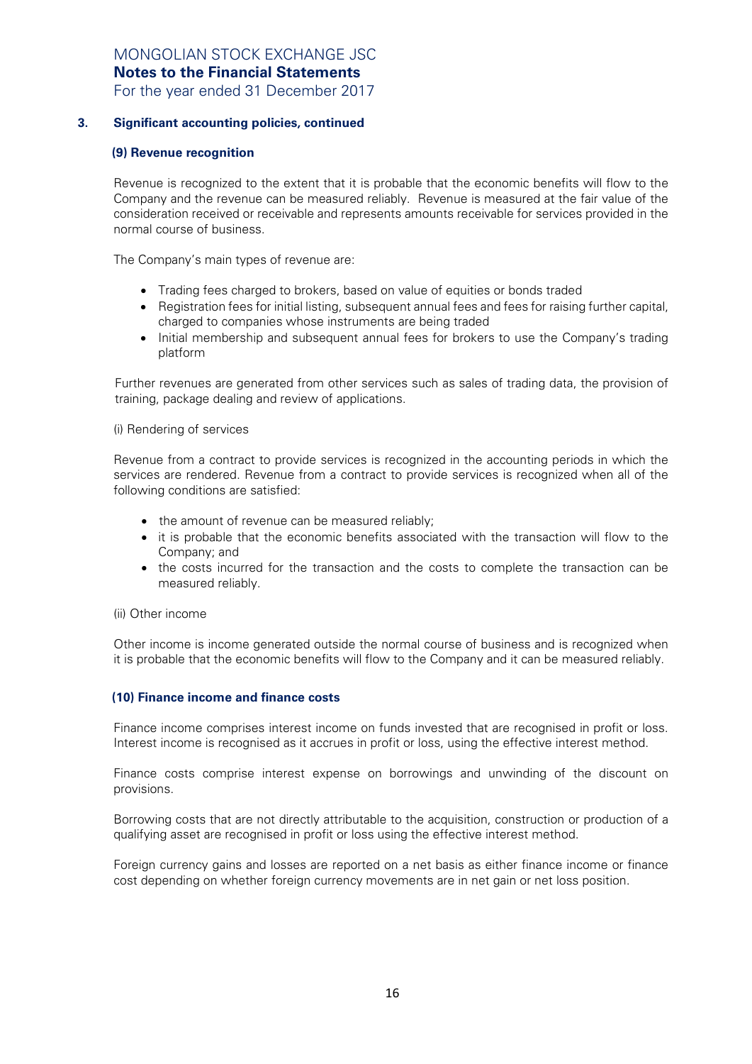## 3. Significant accounting policies, continued

### (9) Revenue recognition

Revenue is recognized to the extent that it is probable that the economic benefits will flow to the Company and the revenue can be measured reliably. Revenue is measured at the fair value of the consideration received or receivable and represents amounts receivable for services provided in the normal course of business.

The Company's main types of revenue are:

- Trading fees charged to brokers, based on value of equities or bonds traded
- Registration fees for initial listing, subsequent annual fees and fees for raising further capital, charged to companies whose instruments are being traded
- Initial membership and subsequent annual fees for brokers to use the Company's trading platform

Further revenues are generated from other services such as sales of trading data, the provision of training, package dealing and review of applications.

(i) Rendering of services

Revenue from a contract to provide services is recognized in the accounting periods in which the services are rendered. Revenue from a contract to provide services is recognized when all of the following conditions are satisfied:

- the amount of revenue can be measured reliably;
- it is probable that the economic benefits associated with the transaction will flow to the Company; and
- the costs incurred for the transaction and the costs to complete the transaction can be measured reliably.

(ii) Other income

Other income is income generated outside the normal course of business and is recognized when it is probable that the economic benefits will flow to the Company and it can be measured reliably.

### (10) Finance income and finance costs

Finance income comprises interest income on funds invested that are recognised in profit or loss. Interest income is recognised as it accrues in profit or loss, using the effective interest method.

Finance costs comprise interest expense on borrowings and unwinding of the discount on provisions.

Borrowing costs that are not directly attributable to the acquisition, construction or production of a qualifying asset are recognised in profit or loss using the effective interest method.

Foreign currency gains and losses are reported on a net basis as either finance income or finance cost depending on whether foreign currency movements are in net gain or net loss position.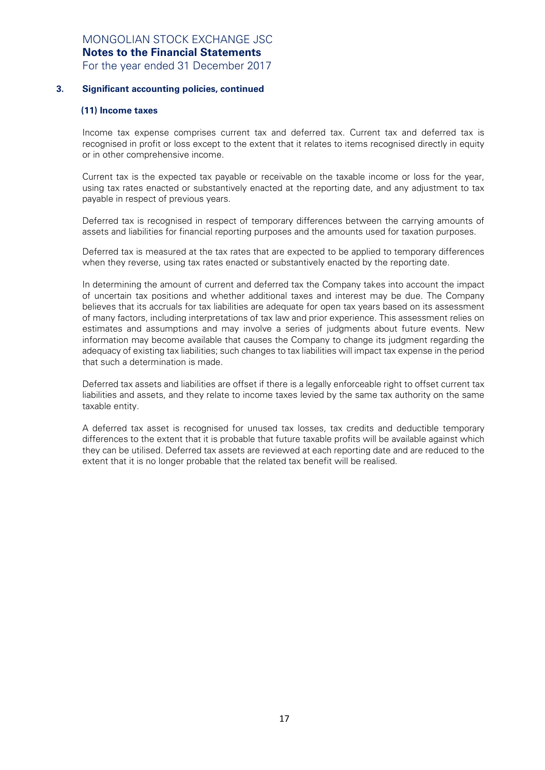### 3. Significant accounting policies, continued

#### (11) Income taxes

Income tax expense comprises current tax and deferred tax. Current tax and deferred tax is recognised in profit or loss except to the extent that it relates to items recognised directly in equity or in other comprehensive income.

Current tax is the expected tax payable or receivable on the taxable income or loss for the year, using tax rates enacted or substantively enacted at the reporting date, and any adjustment to tax payable in respect of previous years.

Deferred tax is recognised in respect of temporary differences between the carrying amounts of assets and liabilities for financial reporting purposes and the amounts used for taxation purposes.

Deferred tax is measured at the tax rates that are expected to be applied to temporary differences when they reverse, using tax rates enacted or substantively enacted by the reporting date.

In determining the amount of current and deferred tax the Company takes into account the impact of uncertain tax positions and whether additional taxes and interest may be due. The Company believes that its accruals for tax liabilities are adequate for open tax years based on its assessment of many factors, including interpretations of tax law and prior experience. This assessment relies on estimates and assumptions and may involve a series of judgments about future events. New information may become available that causes the Company to change its judgment regarding the adequacy of existing tax liabilities; such changes to tax liabilities will impact tax expense in the period that such a determination is made.

Deferred tax assets and liabilities are offset if there is a legally enforceable right to offset current tax liabilities and assets, and they relate to income taxes levied by the same tax authority on the same taxable entity.

A deferred tax asset is recognised for unused tax losses, tax credits and deductible temporary differences to the extent that it is probable that future taxable profits will be available against which they can be utilised. Deferred tax assets are reviewed at each reporting date and are reduced to the extent that it is no longer probable that the related tax benefit will be realised.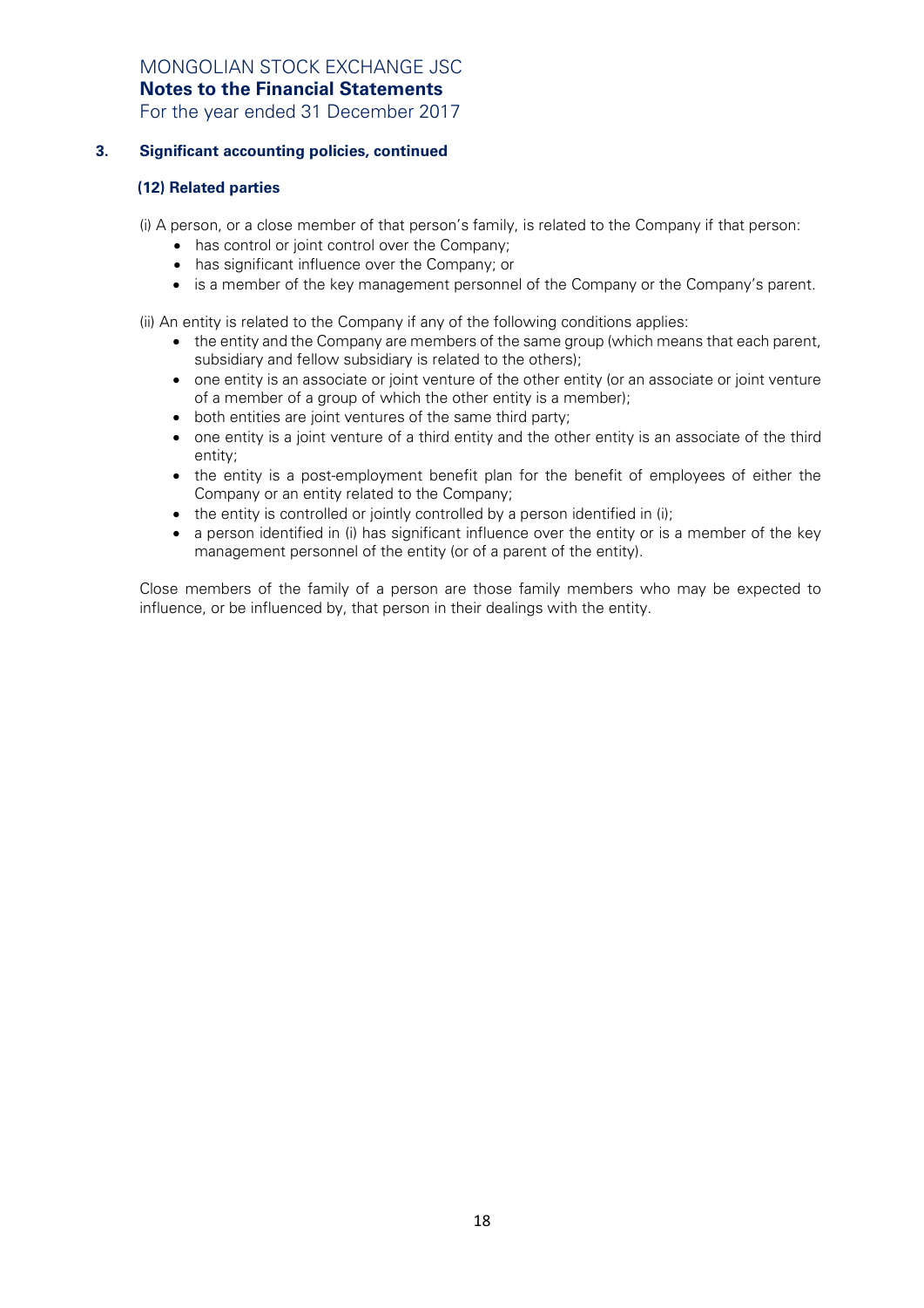## 3. Significant accounting policies, continued

### (12) Related parties

(i) A person, or a close member of that person's family, is related to the Company if that person:

- has control or joint control over the Company;
- has significant influence over the Company; or
- is a member of the key management personnel of the Company or the Company's parent.

(ii) An entity is related to the Company if any of the following conditions applies:

- the entity and the Company are members of the same group (which means that each parent, subsidiary and fellow subsidiary is related to the others);
- one entity is an associate or joint venture of the other entity (or an associate or joint venture of a member of a group of which the other entity is a member);
- both entities are joint ventures of the same third party;
- one entity is a joint venture of a third entity and the other entity is an associate of the third entity;
- the entity is a post-employment benefit plan for the benefit of employees of either the Company or an entity related to the Company;
- the entity is controlled or jointly controlled by a person identified in (i);
- a person identified in (i) has significant influence over the entity or is a member of the key management personnel of the entity (or of a parent of the entity).

Close members of the family of a person are those family members who may be expected to influence, or be influenced by, that person in their dealings with the entity.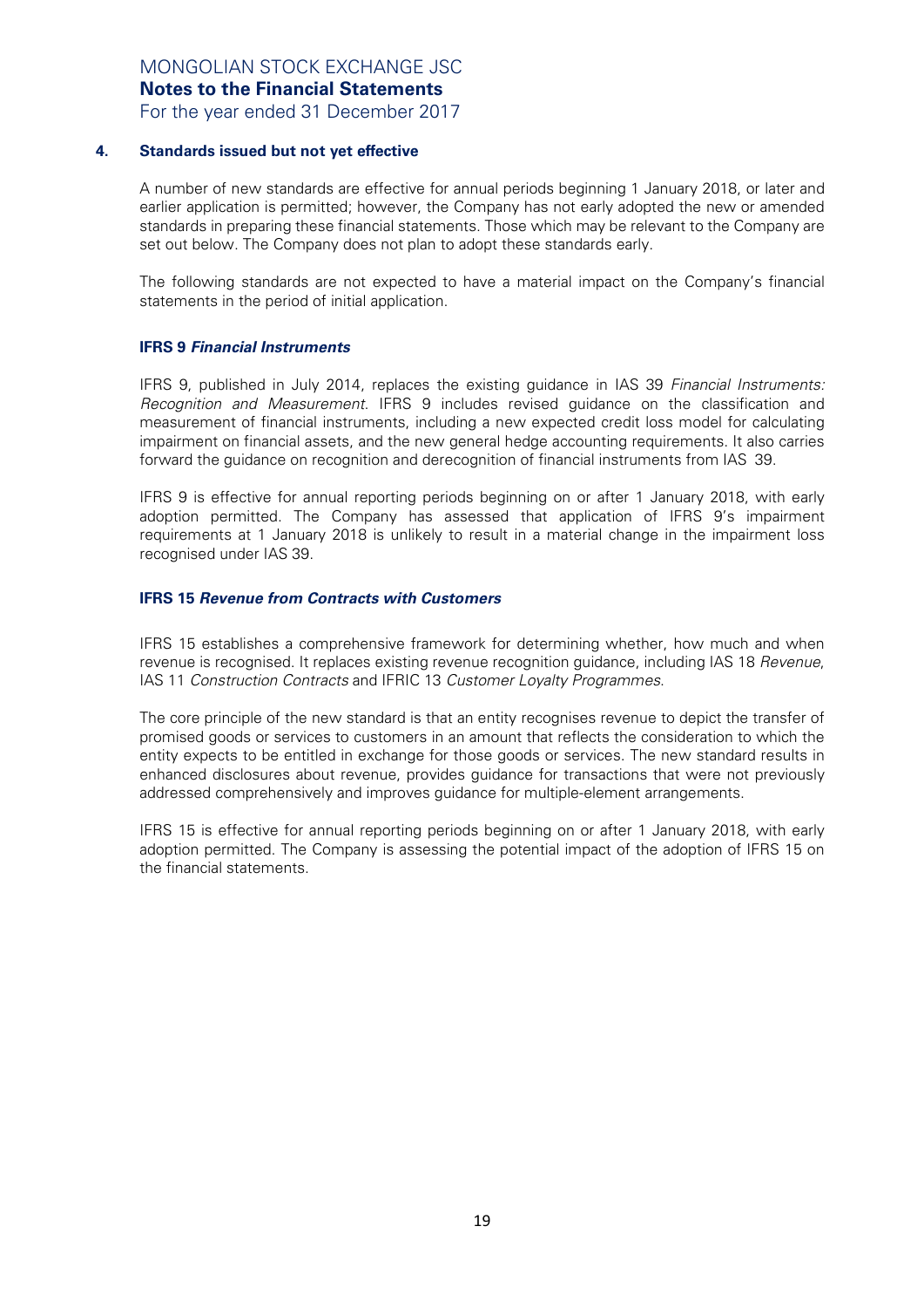## 4. Standards issued but not yet effective

A number of new standards are effective for annual periods beginning 1 January 2018, or later and earlier application is permitted; however, the Company has not early adopted the new or amended standards in preparing these financial statements. Those which may be relevant to the Company are set out below. The Company does not plan to adopt these standards early.

The following standards are not expected to have a material impact on the Company's financial statements in the period of initial application.

### IFRS 9 *Financial Instruments*

IFRS 9, published in July 2014, replaces the existing guidance in IAS 39 *Financial Instruments: Recognition and Measurement*. IFRS 9 includes revised guidance on the classification and measurement of financial instruments, including a new expected credit loss model for calculating impairment on financial assets, and the new general hedge accounting requirements. It also carries forward the guidance on recognition and derecognition of financial instruments from IAS 39.

IFRS 9 is effective for annual reporting periods beginning on or after 1 January 2018, with early adoption permitted. The Company has assessed that application of IFRS 9's impairment requirements at 1 January 2018 is unlikely to result in a material change in the impairment loss recognised under IAS 39.

### IFRS 15 *Revenue from Contracts with Customers*

IFRS 15 establishes a comprehensive framework for determining whether, how much and when revenue is recognised. It replaces existing revenue recognition guidance, including IAS 18 *Revenue*, IAS 11 *Construction Contracts* and IFRIC 13 *Customer Loyalty Programmes*.

The core principle of the new standard is that an entity recognises revenue to depict the transfer of promised goods or services to customers in an amount that reflects the consideration to which the entity expects to be entitled in exchange for those goods or services. The new standard results in enhanced disclosures about revenue, provides guidance for transactions that were not previously addressed comprehensively and improves guidance for multiple-element arrangements.

IFRS 15 is effective for annual reporting periods beginning on or after 1 January 2018, with early adoption permitted. The Company is assessing the potential impact of the adoption of IFRS 15 on the financial statements.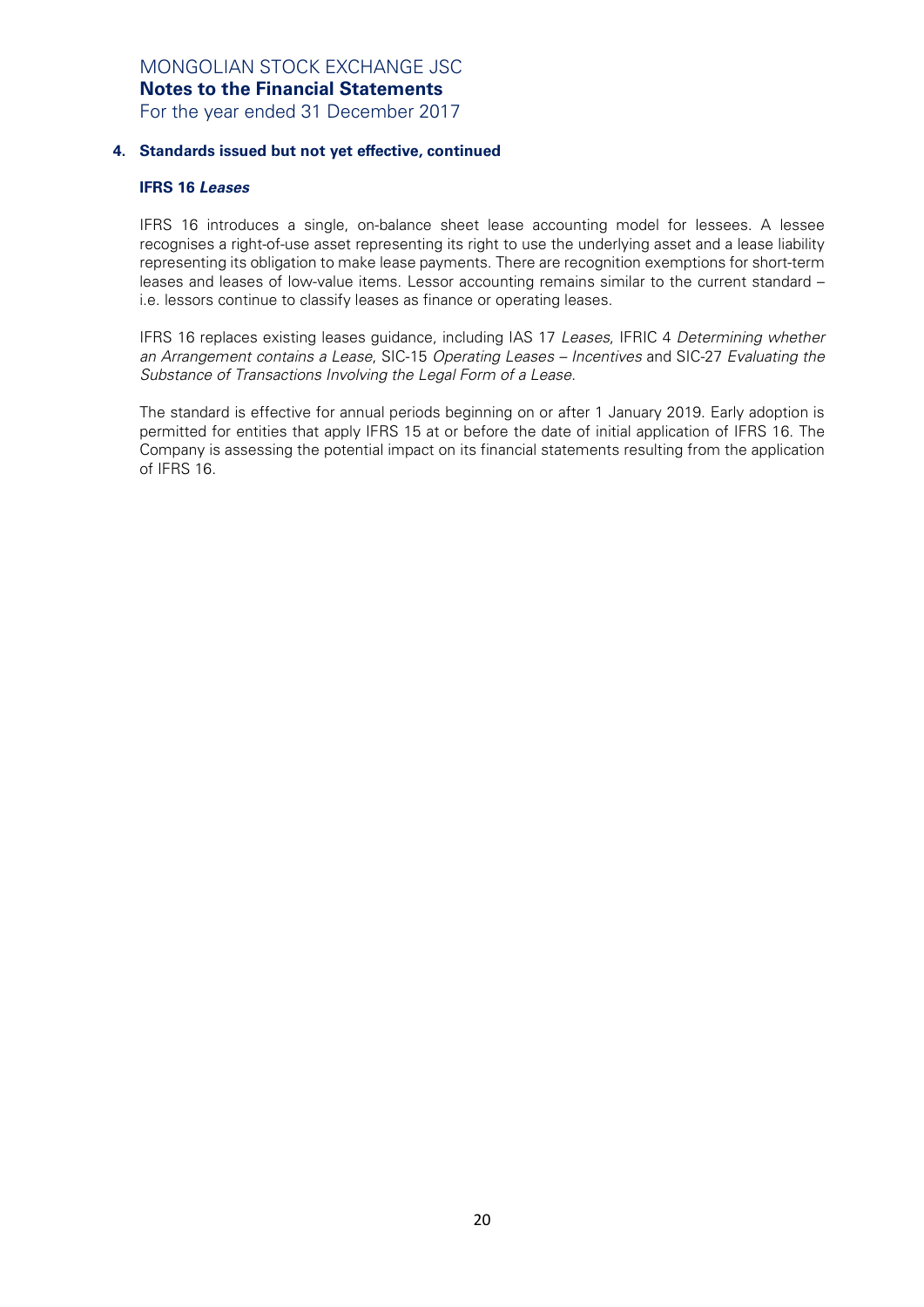## 4. Standards issued but not yet effective, continued

### IFRS 16 *Leases*

IFRS 16 introduces a single, on-balance sheet lease accounting model for lessees. A lessee recognises a right-of-use asset representing its right to use the underlying asset and a lease liability representing its obligation to make lease payments. There are recognition exemptions for short-term leases and leases of low-value items. Lessor accounting remains similar to the current standard – i.e. lessors continue to classify leases as finance or operating leases.

IFRS 16 replaces existing leases guidance, including IAS 17 *Leases*, IFRIC 4 *Determining whether an Arrangement contains a Lease*, SIC-15 *Operating Leases – Incentives* and SIC-27 *Evaluating the Substance of Transactions Involving the Legal Form of a Lease.*

The standard is effective for annual periods beginning on or after 1 January 2019. Early adoption is permitted for entities that apply IFRS 15 at or before the date of initial application of IFRS 16. The Company is assessing the potential impact on its financial statements resulting from the application of IFRS 16.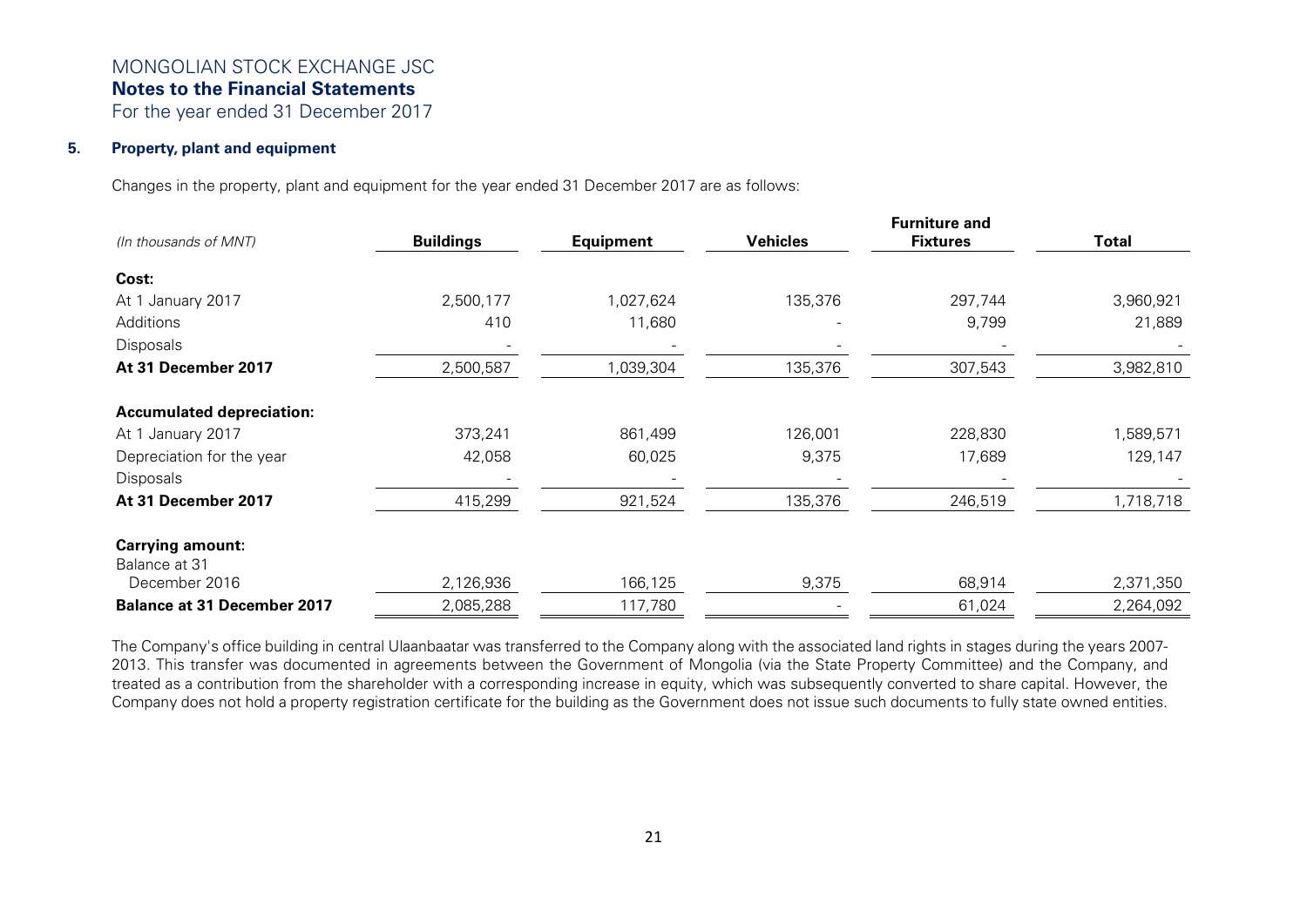MONGOLIAN STOCK EXCHANGE JSC
**Notes to the Financial Statements**
For the year ended 31 December 2017

## 5. Property, plant and equipment

Changes in the property, plant and equipment for the year ended 31 December 2017 are as follows:

| *(In thousands of MNT)* | Buildings | Equipment | Vehicles | Furniture and Fixtures | Total |
|---|---|---|---|---|---|
| **Cost:** | | | | | |
| At 1 January 2017 | 2,500,177 | 1,027,624 | 135,376 | 297,744 | 3,960,921 |
| Additions | 410 | 11,680 | - | 9,799 | 21,889 |
| Disposals | - | - | - | - | - |
| **At 31 December 2017** | 2,500,587 | 1,039,304 | 135,376 | 307,543 | 3,982,810 |
| **Accumulated depreciation:** | | | | | |
| At 1 January 2017 | 373,241 | 861,499 | 126,001 | 228,830 | 1,589,571 |
| Depreciation for the year | 42,058 | 60,025 | 9,375 | 17,689 | 129,147 |
| Disposals | - | - | - | - | - |
| **At 31 December 2017** | 415,299 | 921,524 | 135,376 | 246,519 | 1,718,718 |
| **Carrying amount:** | | | | | |
| Balance at 31 December 2016 | 2,126,936 | 166,125 | 9,375 | 68,914 | 2,371,350 |
| **Balance at 31 December 2017** | 2,085,288 | 117,780 | - | 61,024 | 2,264,092 |

The Company's office building in central Ulaanbaatar was transferred to the Company along with the associated land rights in stages during the years 2007-2013. This transfer was documented in agreements between the Government of Mongolia (via the State Property Committee) and the Company, and treated as a contribution from the shareholder with a corresponding increase in equity, which was subsequently converted to share capital. However, the Company does not hold a property registration certificate for the building as the Government does not issue such documents to fully state owned entities.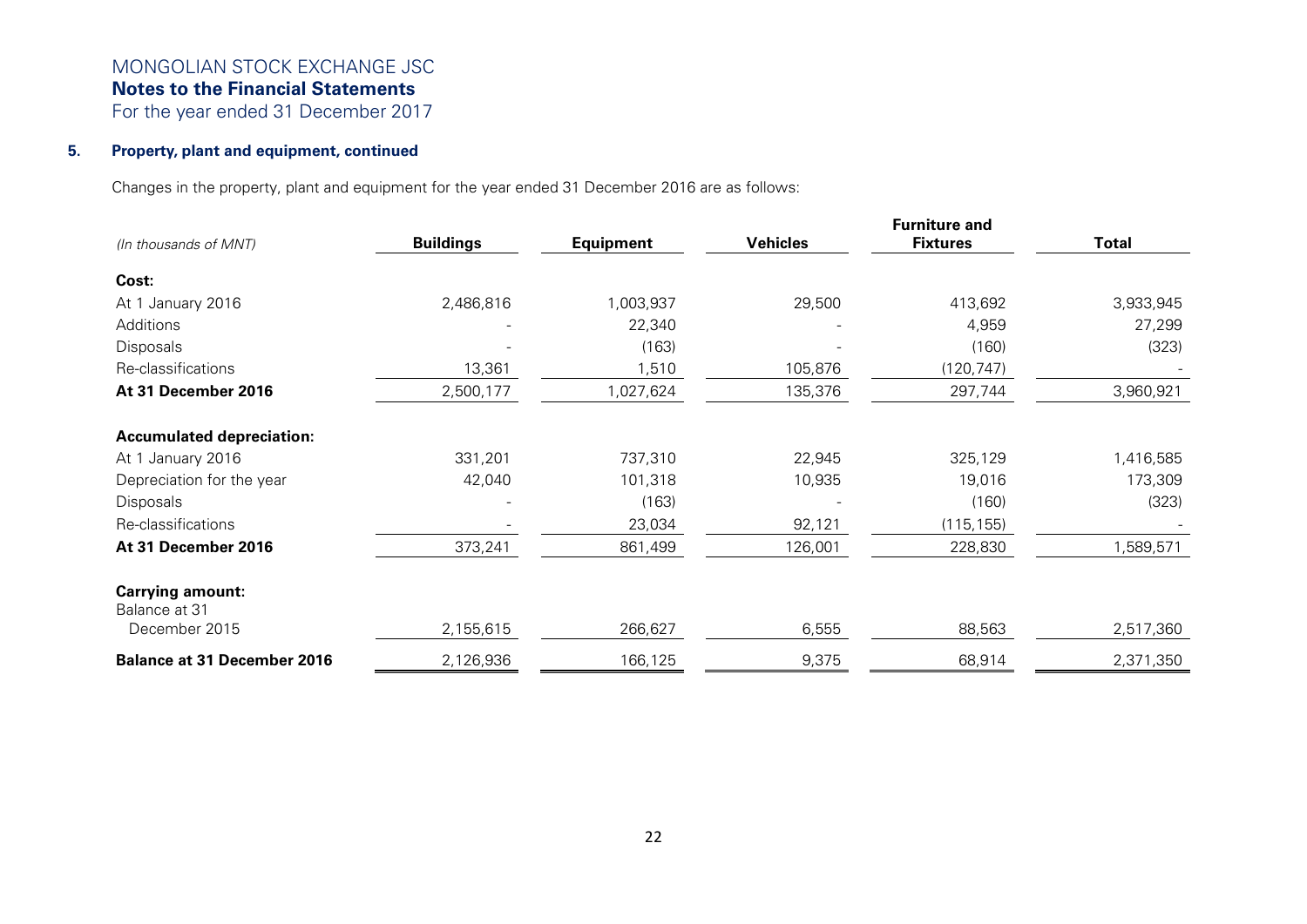## 5. Property, plant and equipment, continued

Changes in the property, plant and equipment for the year ended 31 December 2016 are as follows:

| *(In thousands of MNT)* | Buildings | Equipment | Vehicles | Furniture and Fixtures | Total |
|---|---|---|---|---|---|
| **Cost:** | | | | | |
| At 1 January 2016 | 2,486,816 | 1,003,937 | 29,500 | 413,692 | 3,933,945 |
| Additions | - | 22,340 | - | 4,959 | 27,299 |
| Disposals | - | (163) | - | (160) | (323) |
| Re-classifications | 13,361 | 1,510 | 105,876 | (120,747) | - |
| **At 31 December 2016** | 2,500,177 | 1,027,624 | 135,376 | 297,744 | 3,960,921 |
| **Accumulated depreciation:** | | | | | |
| At 1 January 2016 | 331,201 | 737,310 | 22,945 | 325,129 | 1,416,585 |
| Depreciation for the year | 42,040 | 101,318 | 10,935 | 19,016 | 173,309 |
| Disposals | - | (163) | - | (160) | (323) |
| Re-classifications | - | 23,034 | 92,121 | (115,155) | - |
| **At 31 December 2016** | 373,241 | 861,499 | 126,001 | 228,830 | 1,589,571 |
| **Carrying amount:** | | | | | |
| Balance at 31 December 2015 | 2,155,615 | 266,627 | 6,555 | 88,563 | 2,517,360 |
| **Balance at 31 December 2016** | 2,126,936 | 166,125 | 9,375 | 68,914 | 2,371,350 |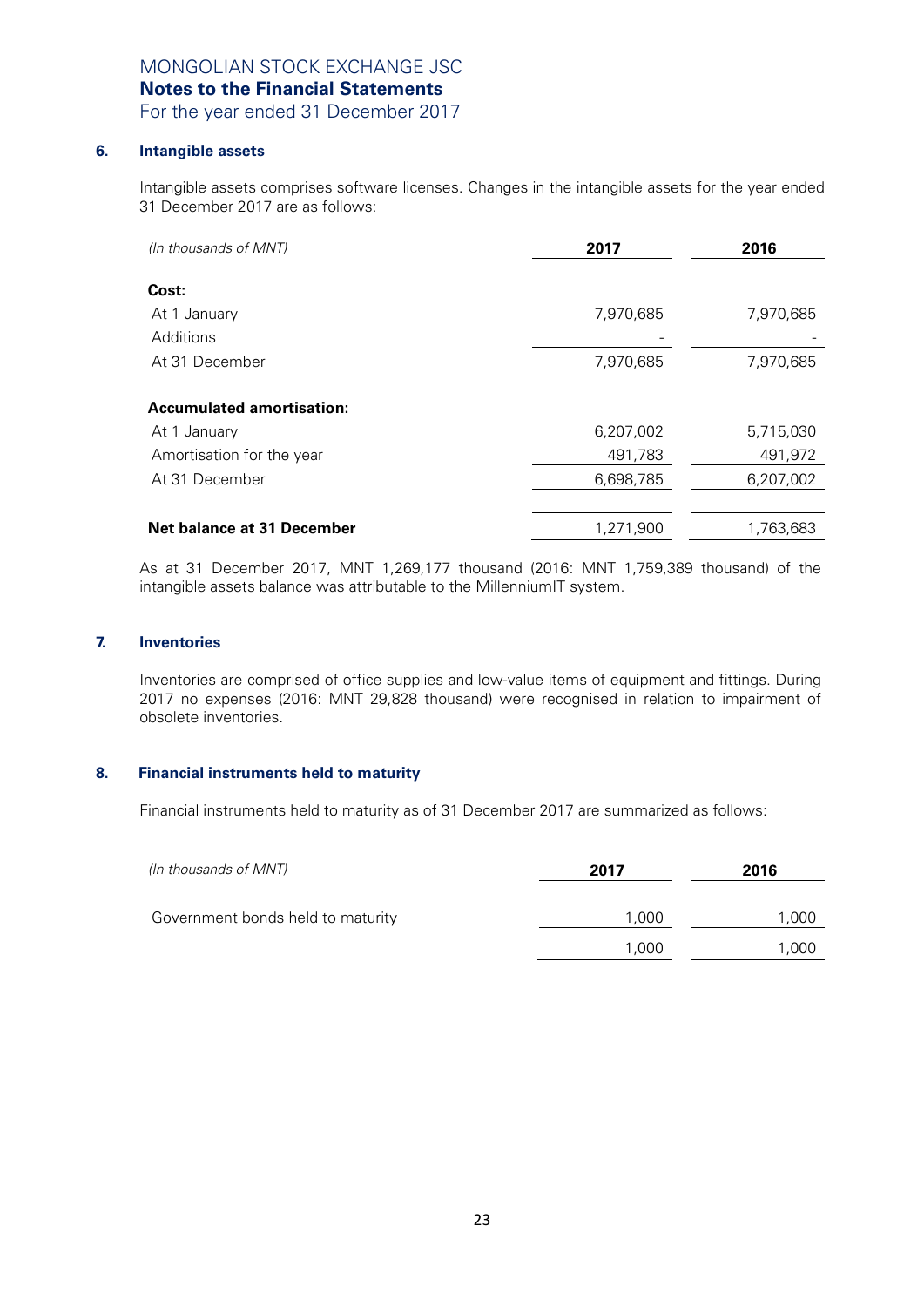MONGOLIAN STOCK EXCHANGE JSC
**Notes to the Financial Statements**
For the year ended 31 December 2017

## 6. Intangible assets

Intangible assets comprises software licenses. Changes in the intangible assets for the year ended 31 December 2017 are as follows:

| *(In thousands of MNT)* | **2017** | **2016** |
|---|---|---|
| **Cost:** | | |
| At 1 January | 7,970,685 | 7,970,685 |
| Additions | - | - |
| At 31 December | 7,970,685 | 7,970,685 |
| **Accumulated amortisation:** | | |
| At 1 January | 6,207,002 | 5,715,030 |
| Amortisation for the year | 491,783 | 491,972 |
| At 31 December | 6,698,785 | 6,207,002 |
| **Net balance at 31 December** | 1,271,900 | 1,763,683 |

As at 31 December 2017, MNT 1,269,177 thousand (2016: MNT 1,759,389 thousand) of the intangible assets balance was attributable to the MillenniumIT system.

## 7. Inventories

Inventories are comprised of office supplies and low-value items of equipment and fittings. During 2017 no expenses (2016: MNT 29,828 thousand) were recognised in relation to impairment of obsolete inventories.

## 8. Financial instruments held to maturity

Financial instruments held to maturity as of 31 December 2017 are summarized as follows:

| *(In thousands of MNT)* | **2017** | **2016** |
|---|---|---|
| Government bonds held to maturity | 1,000 | 1,000 |
| | 1,000 | 1,000 |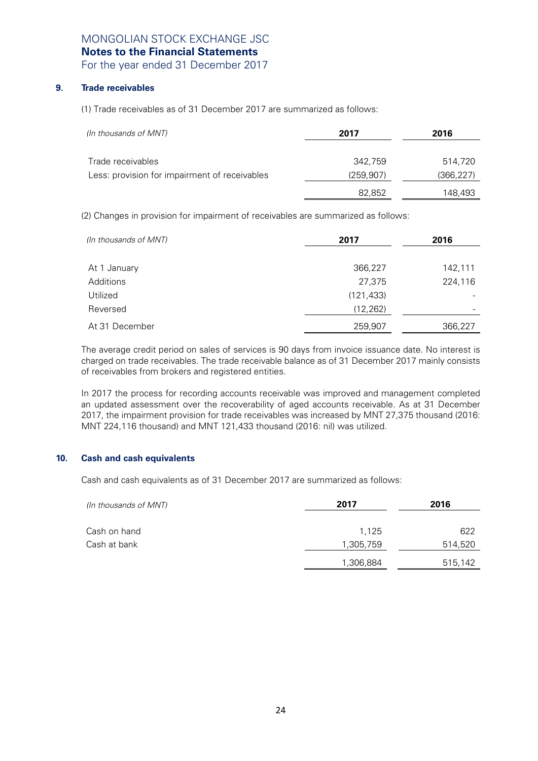MONGOLIAN STOCK EXCHANGE JSC
**Notes to the Financial Statements**
For the year ended 31 December 2017

## 9. Trade receivables

(1) Trade receivables as of 31 December 2017 are summarized as follows:

| *(In thousands of MNT)* | 2017 | 2016 |
|---|---|---|
| Trade receivables | 342,759 | 514,720 |
| Less: provision for impairment of receivables | (259,907) | (366,227) |
| | 82,852 | 148,493 |

(2) Changes in provision for impairment of receivables are summarized as follows:

| *(In thousands of MNT)* | 2017 | 2016 |
|---|---|---|
| At 1 January | 366,227 | 142,111 |
| Additions | 27,375 | 224,116 |
| Utilized | (121,433) | - |
| Reversed | (12,262) | - |
| At 31 December | 259,907 | 366,227 |

The average credit period on sales of services is 90 days from invoice issuance date. No interest is charged on trade receivables. The trade receivable balance as of 31 December 2017 mainly consists of receivables from brokers and registered entities.

In 2017 the process for recording accounts receivable was improved and management completed an updated assessment over the recoverability of aged accounts receivable. As at 31 December 2017, the impairment provision for trade receivables was increased by MNT 27,375 thousand (2016: MNT 224,116 thousand) and MNT 121,433 thousand (2016: nil) was utilized.

## 10. Cash and cash equivalents

Cash and cash equivalents as of 31 December 2017 are summarized as follows:

| *(In thousands of MNT)* | 2017 | 2016 |
|---|---|---|
| Cash on hand | 1,125 | 622 |
| Cash at bank | 1,305,759 | 514,520 |
| | 1,306,884 | 515,142 |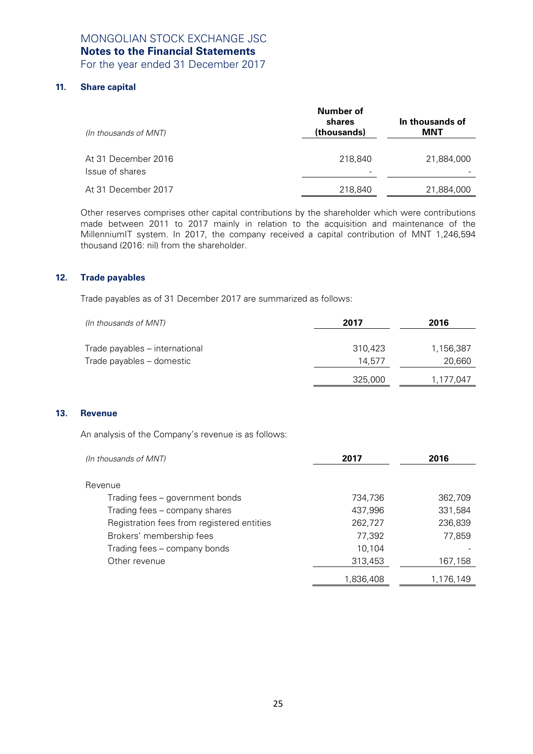## 11. Share capital

| *(In thousands of MNT)* | Number of shares (thousands) | In thousands of MNT |
|---|---|---|
| At 31 December 2016 | 218,840 | 21,884,000 |
| Issue of shares | - | - |
| At 31 December 2017 | 218,840 | 21,884,000 |

Other reserves comprises other capital contributions by the shareholder which were contributions made between 2011 to 2017 mainly in relation to the acquisition and maintenance of the MillenniumIT system. In 2017, the company received a capital contribution of MNT 1,246,594 thousand (2016: nil) from the shareholder.

## 12. Trade payables

Trade payables as of 31 December 2017 are summarized as follows:

| *(In thousands of MNT)* | 2017 | 2016 |
|---|---|---|
| Trade payables – international | 310,423 | 1,156,387 |
| Trade payables – domestic | 14,577 | 20,660 |
| | 325,000 | 1,177,047 |

## 13. Revenue

An analysis of the Company's revenue is as follows:

| *(In thousands of MNT)* | 2017 | 2016 |
|---|---|---|
| Revenue | | |
| Trading fees – government bonds | 734,736 | 362,709 |
| Trading fees – company shares | 437,996 | 331,584 |
| Registration fees from registered entities | 262,727 | 236,839 |
| Brokers' membership fees | 77,392 | 77,859 |
| Trading fees – company bonds | 10,104 | - |
| Other revenue | 313,453 | 167,158 |
| | 1,836,408 | 1,176,149 |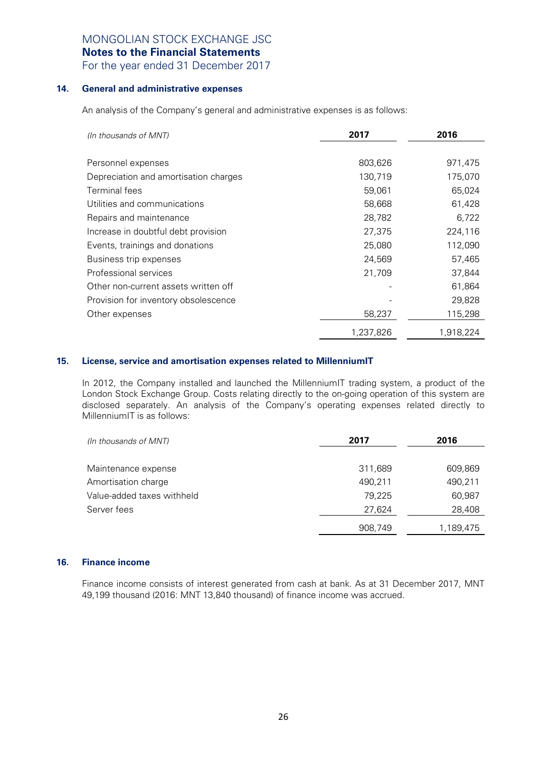MONGOLIAN STOCK EXCHANGE JSC
**Notes to the Financial Statements**
For the year ended 31 December 2017

### 14. General and administrative expenses

An analysis of the Company's general and administrative expenses is as follows:

| *(In thousands of MNT)* | 2017 | 2016 |
|---|---|---|
| Personnel expenses | 803,626 | 971,475 |
| Depreciation and amortisation charges | 130,719 | 175,070 |
| Terminal fees | 59,061 | 65,024 |
| Utilities and communications | 58,668 | 61,428 |
| Repairs and maintenance | 28,782 | 6,722 |
| Increase in doubtful debt provision | 27,375 | 224,116 |
| Events, trainings and donations | 25,080 | 112,090 |
| Business trip expenses | 24,569 | 57,465 |
| Professional services | 21,709 | 37,844 |
| Other non-current assets written off | - | 61,864 |
| Provision for inventory obsolescence | - | 29,828 |
| Other expenses | 58,237 | 115,298 |
| | 1,237,826 | 1,918,224 |

### 15. License, service and amortisation expenses related to MillenniumIT

In 2012, the Company installed and launched the MillenniumIT trading system, a product of the London Stock Exchange Group. Costs relating directly to the on-going operation of this system are disclosed separately. An analysis of the Company's operating expenses related directly to MillenniumIT is as follows:

| *(In thousands of MNT)* | 2017 | 2016 |
|---|---|---|
| Maintenance expense | 311,689 | 609,869 |
| Amortisation charge | 490,211 | 490,211 |
| Value-added taxes withheld | 79,225 | 60,987 |
| Server fees | 27,624 | 28,408 |
| | 908,749 | 1,189,475 |

### 16. Finance income

Finance income consists of interest generated from cash at bank. As at 31 December 2017, MNT 49,199 thousand (2016: MNT 13,840 thousand) of finance income was accrued.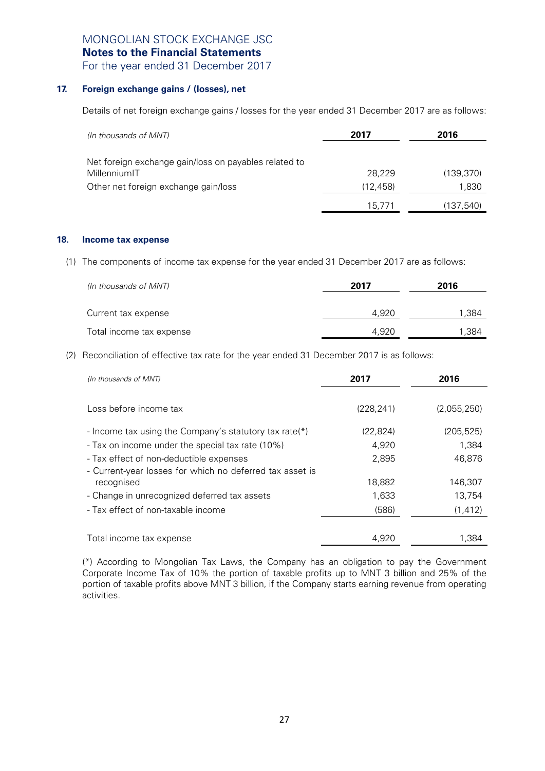## 17. Foreign exchange gains / (losses), net

Details of net foreign exchange gains / losses for the year ended 31 December 2017 are as follows:

| *(In thousands of MNT)* | 2017 | 2016 |
|---|---|---|
| Net foreign exchange gain/loss on payables related to MillenniumIT | 28,229 | (139,370) |
| Other net foreign exchange gain/loss | (12,458) | 1,830 |
| | 15,771 | (137,540) |

## 18. Income tax expense

(1) The components of income tax expense for the year ended 31 December 2017 are as follows:

| *(In thousands of MNT)* | 2017 | 2016 |
|---|---|---|
| Current tax expense | 4,920 | 1,384 |
| Total income tax expense | 4,920 | 1,384 |

(2) Reconciliation of effective tax rate for the year ended 31 December 2017 is as follows:

| *(In thousands of MNT)* | 2017 | 2016 |
|---|---|---|
| Loss before income tax | (228,241) | (2,055,250) |
| - Income tax using the Company's statutory tax rate(*) | (22,824) | (205,525) |
| - Tax on income under the special tax rate (10%) | 4,920 | 1,384 |
| - Tax effect of non-deductible expenses | 2,895 | 46,876 |
| - Current-year losses for which no deferred tax asset is recognised | 18,882 | 146,307 |
| - Change in unrecognized deferred tax assets | 1,633 | 13,754 |
| - Tax effect of non-taxable income | (586) | (1,412) |
| Total income tax expense | 4,920 | 1,384 |

(*) According to Mongolian Tax Laws, the Company has an obligation to pay the Government Corporate Income Tax of 10% the portion of taxable profits up to MNT 3 billion and 25% of the portion of taxable profits above MNT 3 billion, if the Company starts earning revenue from operating activities.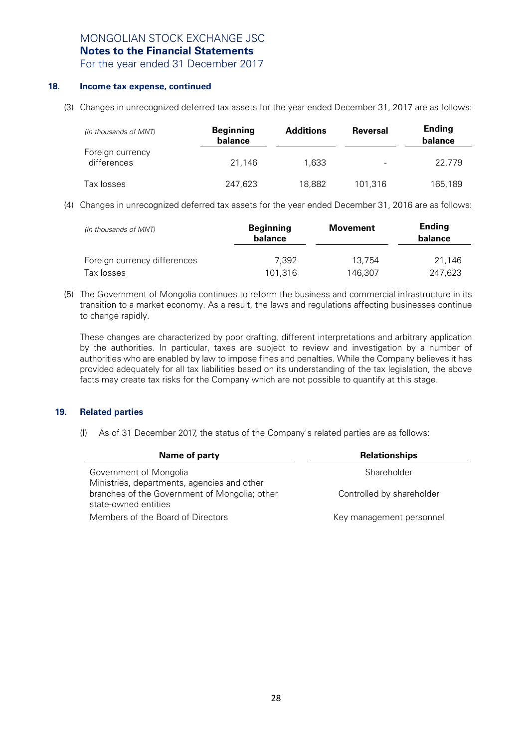### 18. Income tax expense, continued

(3) Changes in unrecognized deferred tax assets for the year ended December 31, 2017 are as follows:

| *(In thousands of MNT)* | Beginning balance | Additions | Reversal | Ending balance |
|---|---|---|---|---|
| Foreign currency differences | 21,146 | 1,633 | - | 22,779 |
| Tax losses | 247,623 | 18,882 | 101,316 | 165,189 |

(4) Changes in unrecognized deferred tax assets for the year ended December 31, 2016 are as follows:

| *(In thousands of MNT)* | Beginning balance | Movement | Ending balance |
|---|---|---|---|
| Foreign currency differences | 7,392 | 13,754 | 21,146 |
| Tax losses | 101,316 | 146,307 | 247,623 |

(5) The Government of Mongolia continues to reform the business and commercial infrastructure in its transition to a market economy. As a result, the laws and regulations affecting businesses continue to change rapidly.

These changes are characterized by poor drafting, different interpretations and arbitrary application by the authorities. In particular, taxes are subject to review and investigation by a number of authorities who are enabled by law to impose fines and penalties. While the Company believes it has provided adequately for all tax liabilities based on its understanding of the tax legislation, the above facts may create tax risks for the Company which are not possible to quantify at this stage.

### 19. Related parties

(I) As of 31 December 2017, the status of the Company's related parties are as follows:

| Name of party | Relationships |
|---|---|
| Government of Mongolia | Shareholder |
| Ministries, departments, agencies and other branches of the Government of Mongolia; other state-owned entities | Controlled by shareholder |
| Members of the Board of Directors | Key management personnel |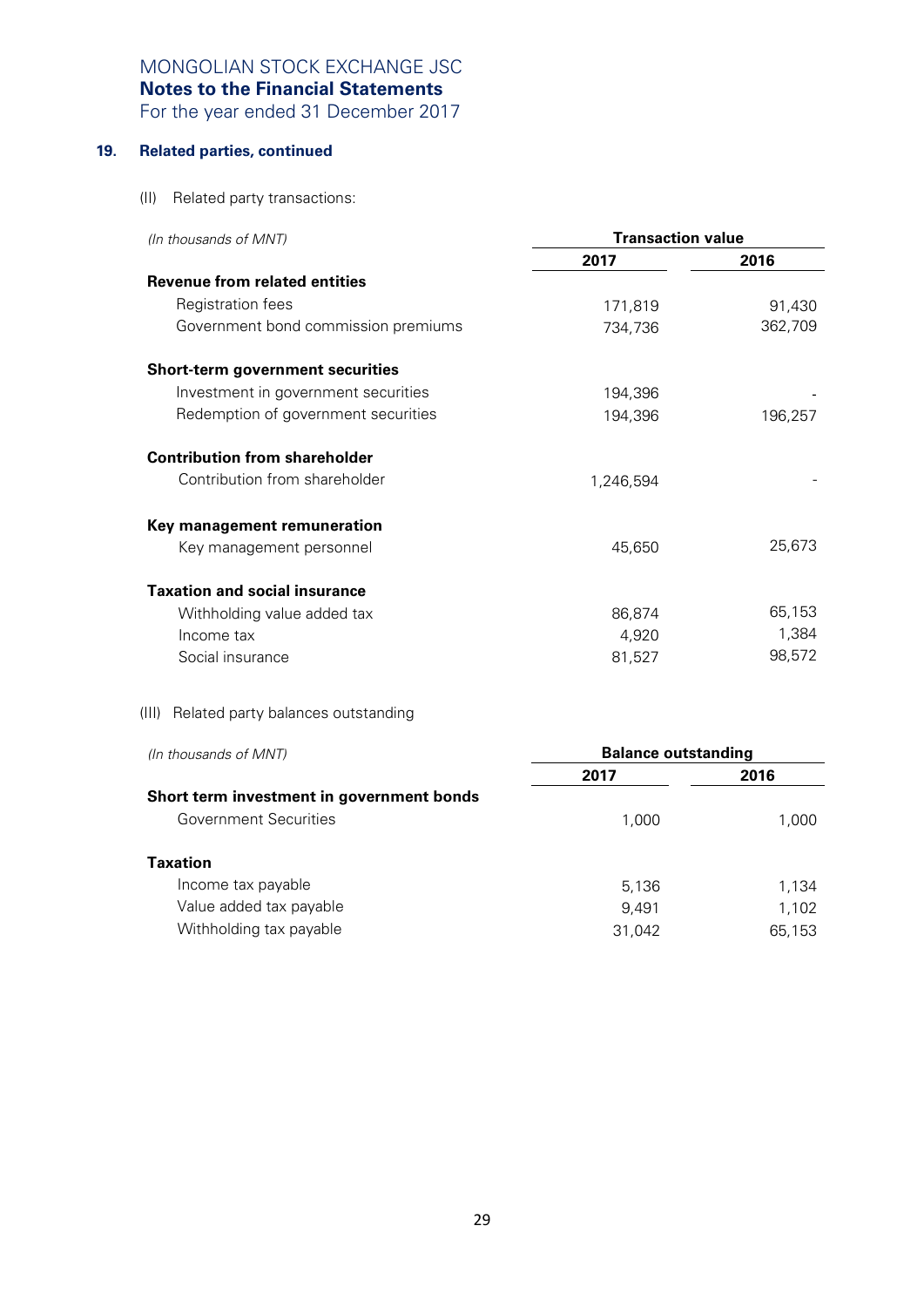MONGOLIAN STOCK EXCHANGE JSC
**Notes to the Financial Statements**
For the year ended 31 December 2017

## 19. Related parties, continued

(II) Related party transactions:

| *(In thousands of MNT)* | Transaction value | |
|---|---|---|
| | **2017** | **2016** |
| **Revenue from related entities** | | |
| Registration fees | 171,819 | 91,430 |
| Government bond commission premiums | 734,736 | 362,709 |
| **Short-term government securities** | | |
| Investment in government securities | 194,396 | - |
| Redemption of government securities | 194,396 | 196,257 |
| **Contribution from shareholder** | | |
| Contribution from shareholder | 1,246,594 | - |
| **Key management remuneration** | | |
| Key management personnel | 45,650 | 25,673 |
| **Taxation and social insurance** | | |
| Withholding value added tax | 86,874 | 65,153 |
| Income tax | 4,920 | 1,384 |
| Social insurance | 81,527 | 98,572 |

(III) Related party balances outstanding

| *(In thousands of MNT)* | Balance outstanding | |
|---|---|---|
| | **2017** | **2016** |
| **Short term investment in government bonds** | | |
| Government Securities | 1,000 | 1,000 |
| **Taxation** | | |
| Income tax payable | 5,136 | 1,134 |
| Value added tax payable | 9,491 | 1,102 |
| Withholding tax payable | 31,042 | 65,153 |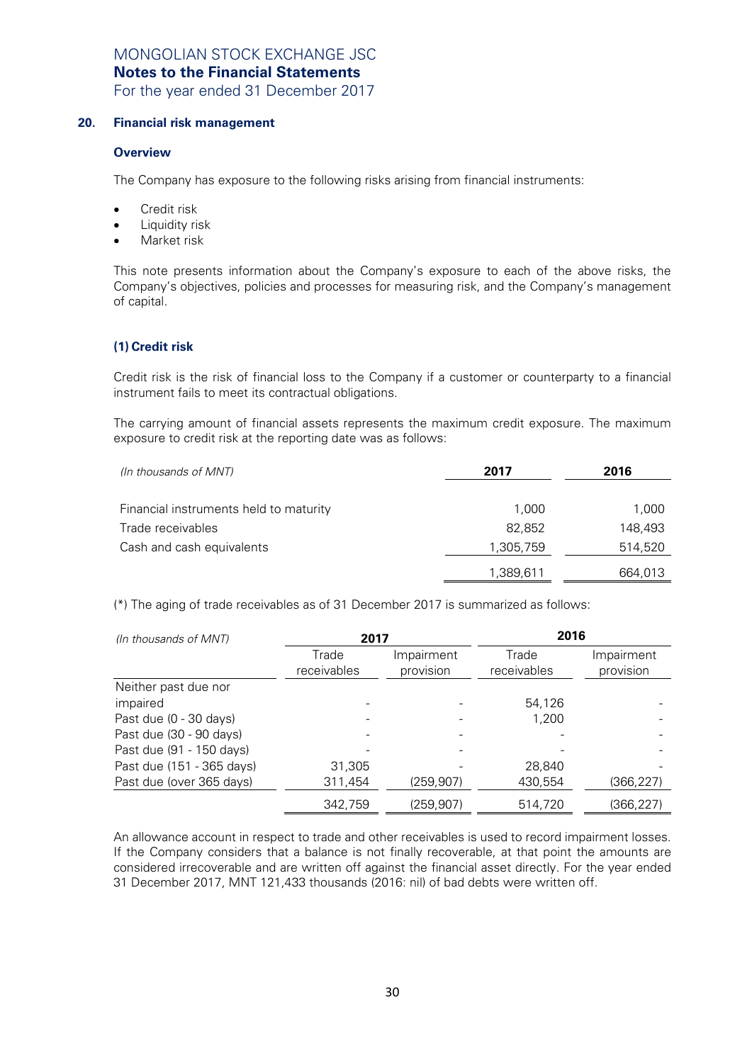## 20. Financial risk management

### Overview

The Company has exposure to the following risks arising from financial instruments:

- Credit risk
- Liquidity risk
- Market risk

This note presents information about the Company's exposure to each of the above risks, the Company's objectives, policies and processes for measuring risk, and the Company's management of capital.

### (1) Credit risk

Credit risk is the risk of financial loss to the Company if a customer or counterparty to a financial instrument fails to meet its contractual obligations.

The carrying amount of financial assets represents the maximum credit exposure. The maximum exposure to credit risk at the reporting date was as follows:

| *(In thousands of MNT)* | 2017 | 2016 |
|---|---|---|
| Financial instruments held to maturity | 1,000 | 1,000 |
| Trade receivables | 82,852 | 148,493 |
| Cash and cash equivalents | 1,305,759 | 514,520 |
| | 1,389,611 | 664,013 |

(*) The aging of trade receivables as of 31 December 2017 is summarized as follows:

| *(In thousands of MNT)* | 2017 | | 2016 | |
|---|---|---|---|---|
| | Trade receivables | Impairment provision | Trade receivables | Impairment provision |
| Neither past due nor impaired | - | - | 54,126 | - |
| Past due (0 - 30 days) | - | - | 1,200 | - |
| Past due (30 - 90 days) | - | - | - | - |
| Past due (91 - 150 days) | - | - | - | - |
| Past due (151 - 365 days) | 31,305 | - | 28,840 | - |
| Past due (over 365 days) | 311,454 | (259,907) | 430,554 | (366,227) |
| | 342,759 | (259,907) | 514,720 | (366,227) |

An allowance account in respect to trade and other receivables is used to record impairment losses. If the Company considers that a balance is not finally recoverable, at that point the amounts are considered irrecoverable and are written off against the financial asset directly. For the year ended 31 December 2017, MNT 121,433 thousands (2016: nil) of bad debts were written off.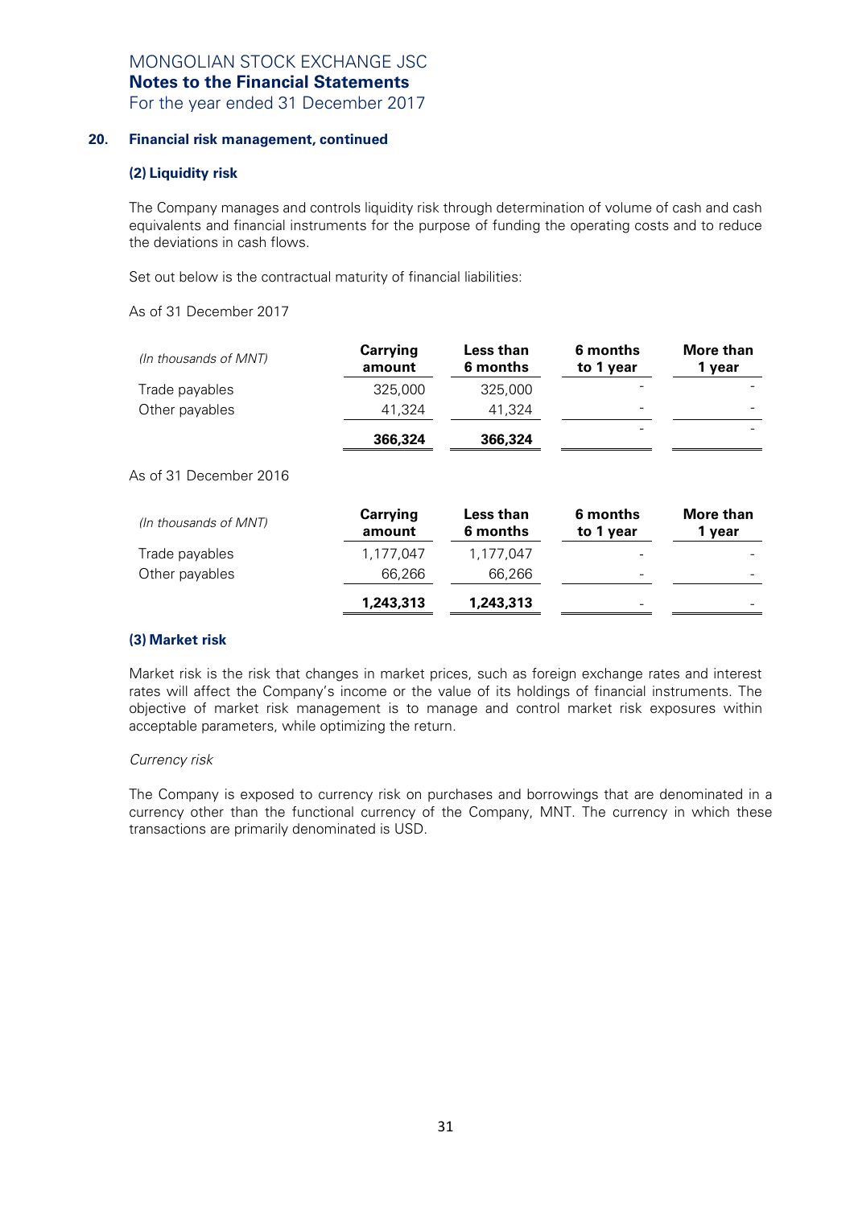## 20. Financial risk management, continued

### (2) Liquidity risk

The Company manages and controls liquidity risk through determination of volume of cash and cash equivalents and financial instruments for the purpose of funding the operating costs and to reduce the deviations in cash flows.

Set out below is the contractual maturity of financial liabilities:

As of 31 December 2017

| *(In thousands of MNT)* | Carrying amount | Less than 6 months | 6 months to 1 year | More than 1 year |
|---|---|---|---|---|
| Trade payables | 325,000 | 325,000 | - | - |
| Other payables | 41,324 | 41,324 | - | - |
| | **366,324** | **366,324** | - | - |

As of 31 December 2016

| *(In thousands of MNT)* | Carrying amount | Less than 6 months | 6 months to 1 year | More than 1 year |
|---|---|---|---|---|
| Trade payables | 1,177,047 | 1,177,047 | - | - |
| Other payables | 66,266 | 66,266 | - | - |
| | **1,243,313** | **1,243,313** | - | - |

### (3) Market risk

Market risk is the risk that changes in market prices, such as foreign exchange rates and interest rates will affect the Company's income or the value of its holdings of financial instruments. The objective of market risk management is to manage and control market risk exposures within acceptable parameters, while optimizing the return.

*Currency risk*

The Company is exposed to currency risk on purchases and borrowings that are denominated in a currency other than the functional currency of the Company, MNT. The currency in which these transactions are primarily denominated is USD.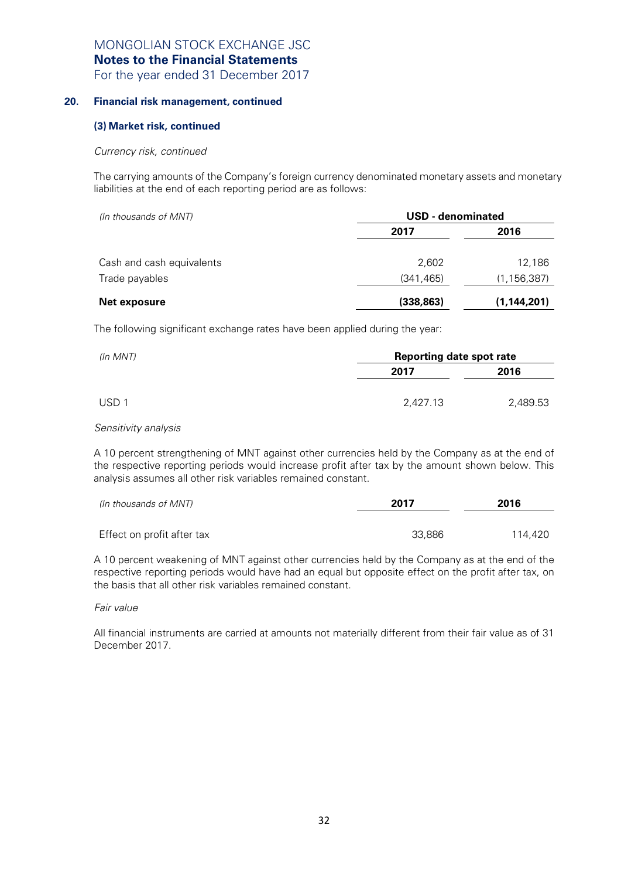## 20. Financial risk management, continued

### (3) Market risk, continued

*Currency risk, continued*

The carrying amounts of the Company's foreign currency denominated monetary assets and monetary liabilities at the end of each reporting period are as follows:

| *(In thousands of MNT)* | USD - denominated | |
|---|---|---|
| | **2017** | **2016** |
| Cash and cash equivalents | 2,602 | 12,186 |
| Trade payables | (341,465) | (1,156,387) |
| **Net exposure** | **(338,863)** | **(1,144,201)** |

The following significant exchange rates have been applied during the year:

| *(In MNT)* | Reporting date spot rate | |
|---|---|---|
| | **2017** | **2016** |
| USD 1 | 2,427.13 | 2,489.53 |

*Sensitivity analysis*

A 10 percent strengthening of MNT against other currencies held by the Company as at the end of the respective reporting periods would increase profit after tax by the amount shown below. This analysis assumes all other risk variables remained constant.

| *(In thousands of MNT)* | **2017** | **2016** |
|---|---|---|
| Effect on profit after tax | 33,886 | 114,420 |

A 10 percent weakening of MNT against other currencies held by the Company as at the end of the respective reporting periods would have had an equal but opposite effect on the profit after tax, on the basis that all other risk variables remained constant.

*Fair value*

All financial instruments are carried at amounts not materially different from their fair value as of 31 December 2017.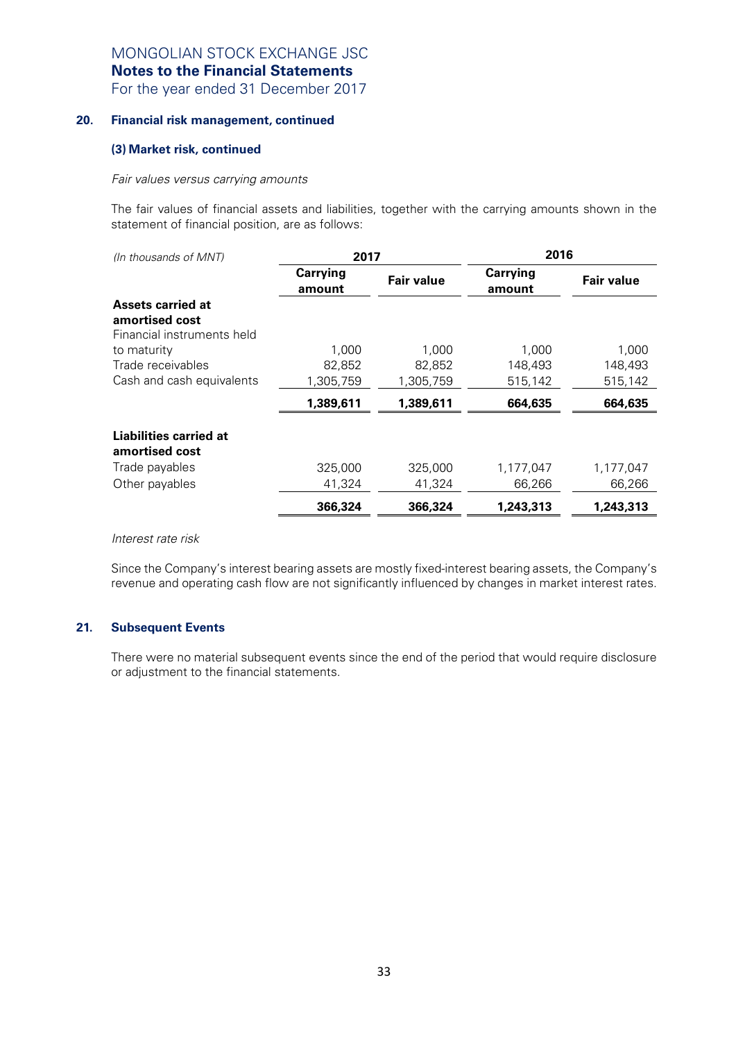MONGOLIAN STOCK EXCHANGE JSC
**Notes to the Financial Statements**
For the year ended 31 December 2017

## 20. Financial risk management, continued

### (3) Market risk, continued

*Fair values versus carrying amounts*

The fair values of financial assets and liabilities, together with the carrying amounts shown in the statement of financial position, are as follows:

| *(In thousands of MNT)* | 2017 | | 2016 | |
|---|---|---|---|---|
| | **Carrying amount** | **Fair value** | **Carrying amount** | **Fair value** |
| **Assets carried at amortised cost** | | | | |
| Financial instruments held to maturity | 1,000 | 1,000 | 1,000 | 1,000 |
| Trade receivables | 82,852 | 82,852 | 148,493 | 148,493 |
| Cash and cash equivalents | 1,305,759 | 1,305,759 | 515,142 | 515,142 |
| | **1,389,611** | **1,389,611** | **664,635** | **664,635** |
| **Liabilities carried at amortised cost** | | | | |
| Trade payables | 325,000 | 325,000 | 1,177,047 | 1,177,047 |
| Other payables | 41,324 | 41,324 | 66,266 | 66,266 |
| | **366,324** | **366,324** | **1,243,313** | **1,243,313** |

*Interest rate risk*

Since the Company's interest bearing assets are mostly fixed-interest bearing assets, the Company's revenue and operating cash flow are not significantly influenced by changes in market interest rates.

## 21. Subsequent Events

There were no material subsequent events since the end of the period that would require disclosure or adjustment to the financial statements.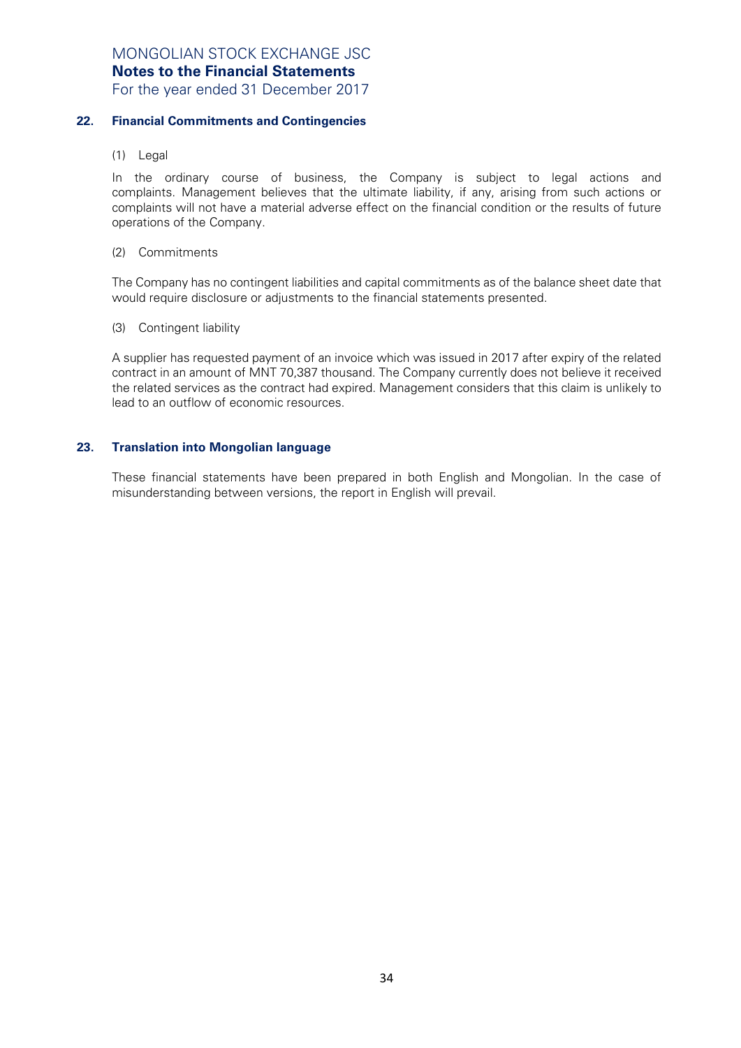## 22. Financial Commitments and Contingencies

(1) Legal

In the ordinary course of business, the Company is subject to legal actions and complaints. Management believes that the ultimate liability, if any, arising from such actions or complaints will not have a material adverse effect on the financial condition or the results of future operations of the Company.

(2) Commitments

The Company has no contingent liabilities and capital commitments as of the balance sheet date that would require disclosure or adjustments to the financial statements presented.

(3) Contingent liability

A supplier has requested payment of an invoice which was issued in 2017 after expiry of the related contract in an amount of MNT 70,387 thousand. The Company currently does not believe it received the related services as the contract had expired. Management considers that this claim is unlikely to lead to an outflow of economic resources.

## 23. Translation into Mongolian language

These financial statements have been prepared in both English and Mongolian. In the case of misunderstanding between versions, the report in English will prevail.